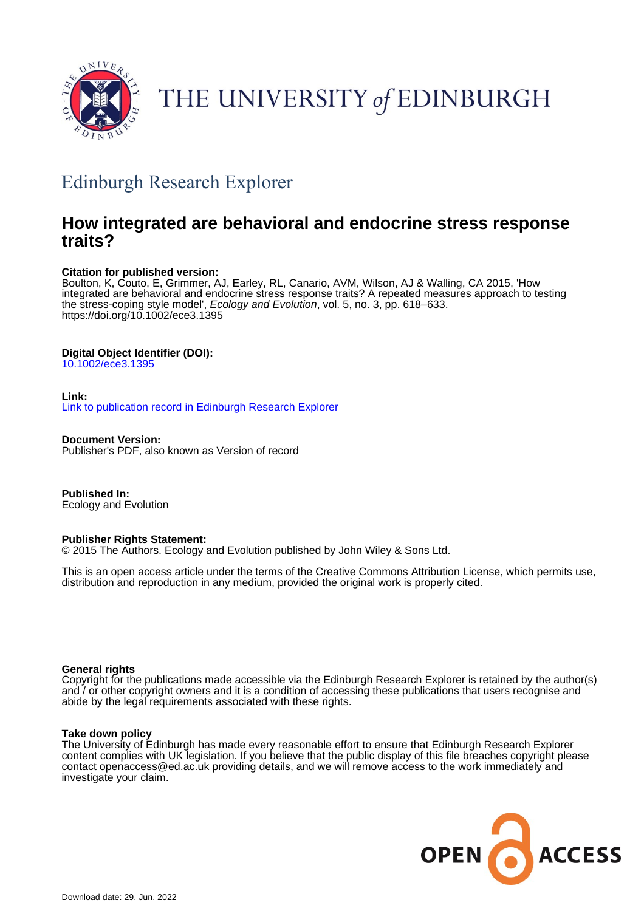THE UNIVERSITY *of* EDINBURGH

## Edinburgh Research Explorer

# How integrated are behavioral and endocrine stress response traits?

**Citation for published version:**
Boulton, K, Couto, E, Grimmer, AJ, Earley, RL, Canario, AVM, Wilson, AJ & Walling, CA 2015, 'How integrated are behavioral and endocrine stress response traits? A repeated measures approach to testing the stress-coping style model', *Ecology and Evolution*, vol. 5, no. 3, pp. 618–633. https://doi.org/10.1002/ece3.1395

**Digital Object Identifier (DOI):**
10.1002/ece3.1395

**Link:**
Link to publication record in Edinburgh Research Explorer

**Document Version:**
Publisher's PDF, also known as Version of record

**Published In:**
Ecology and Evolution

**Publisher Rights Statement:**
© 2015 The Authors. Ecology and Evolution published by John Wiley & Sons Ltd.

This is an open access article under the terms of the Creative Commons Attribution License, which permits use, distribution and reproduction in any medium, provided the original work is properly cited.

**General rights**
Copyright for the publications made accessible via the Edinburgh Research Explorer is retained by the author(s) and / or other copyright owners and it is a condition of accessing these publications that users recognise and abide by the legal requirements associated with these rights.

**Take down policy**
The University of Edinburgh has made every reasonable effort to ensure that Edinburgh Research Explorer content complies with UK legislation. If you believe that the public display of this file breaches copyright please contact openaccess@ed.ac.uk providing details, and we will remove access to the work immediately and investigate your claim.

OPEN ACCESS

Download date: 29. Jun. 2022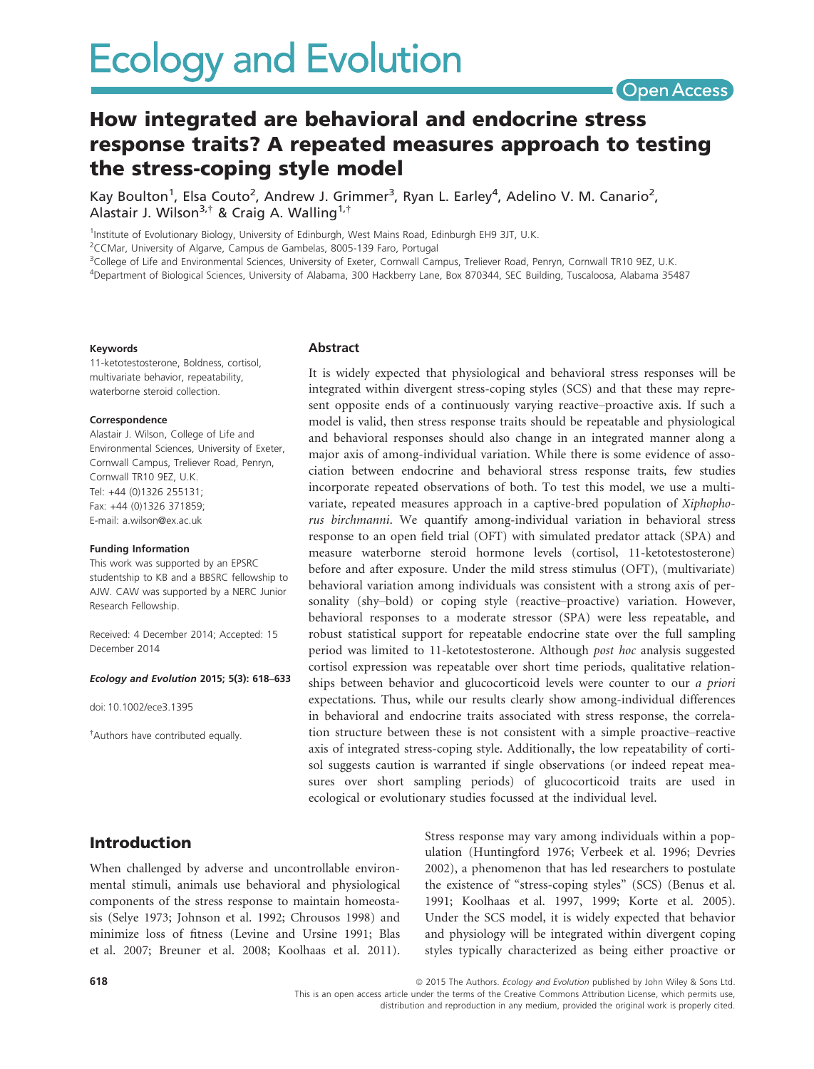# How integrated are behavioral and endocrine stress response traits? A repeated measures approach to testing the stress-coping style model

Kay Boulton[1], Elsa Couto[2], Andrew J. Grimmer[3], Ryan L. Earley[4], Adelino V. M. Canario[2], Alastair J. Wilson[3,†] & Craig A. Walling[1,†]

[1]Institute of Evolutionary Biology, University of Edinburgh, West Mains Road, Edinburgh EH9 3JT, U.K.
[2]CCMar, University of Algarve, Campus de Gambelas, 8005-139 Faro, Portugal
[3]College of Life and Environmental Sciences, University of Exeter, Cornwall Campus, Treliever Road, Penryn, Cornwall TR10 9EZ, U.K.
[4]Department of Biological Sciences, University of Alabama, 300 Hackberry Lane, Box 870344, SEC Building, Tuscaloosa, Alabama 35487

**Keywords**

11-ketotestosterone, Boldness, cortisol, multivariate behavior, repeatability, waterborne steroid collection.

**Correspondence**

Alastair J. Wilson, College of Life and Environmental Sciences, University of Exeter, Cornwall Campus, Treliever Road, Penryn, Cornwall TR10 9EZ, U.K.
Tel: +44 (0)1326 255131;
Fax: +44 (0)1326 371859;
E-mail: a.wilson@ex.ac.uk

**Funding Information**

This work was supported by an EPSRC studentship to KB and a BBSRC fellowship to AJW. CAW was supported by a NERC Junior Research Fellowship.

Received: 4 December 2014; Accepted: 15 December 2014

*Ecology and Evolution* 2015; 5(3): 618–633

doi: 10.1002/ece3.1395

†Authors have contributed equally.

## Abstract

It is widely expected that physiological and behavioral stress responses will be integrated within divergent stress-coping styles (SCS) and that these may represent opposite ends of a continuously varying reactive–proactive axis. If such a model is valid, then stress response traits should be repeatable and physiological and behavioral responses should also change in an integrated manner along a major axis of among-individual variation. While there is some evidence of association between endocrine and behavioral stress response traits, few studies incorporate repeated observations of both. To test this model, we use a multivariate, repeated measures approach in a captive-bred population of *Xiphophorus birchmanni*. We quantify among-individual variation in behavioral stress response to an open field trial (OFT) with simulated predator attack (SPA) and measure waterborne steroid hormone levels (cortisol, 11-ketotestosterone) before and after exposure. Under the mild stress stimulus (OFT), (multivariate) behavioral variation among individuals was consistent with a strong axis of personality (shy–bold) or coping style (reactive–proactive) variation. However, behavioral responses to a moderate stressor (SPA) were less repeatable, and robust statistical support for repeatable endocrine state over the full sampling period was limited to 11-ketotestosterone. Although *post hoc* analysis suggested cortisol expression was repeatable over short time periods, qualitative relationships between behavior and glucocorticoid levels were counter to our *a priori* expectations. Thus, while our results clearly show among-individual differences in behavioral and endocrine traits associated with stress response, the correlation structure between these is not consistent with a simple proactive–reactive axis of integrated stress-coping style. Additionally, the low repeatability of cortisol suggests caution is warranted if single observations (or indeed repeat measures over short sampling periods) of glucocorticoid traits are used in ecological or evolutionary studies focussed at the individual level.

## Introduction

When challenged by adverse and uncontrollable environmental stimuli, animals use behavioral and physiological components of the stress response to maintain homeostasis (Selye 1973; Johnson et al. 1992; Chrousos 1998) and minimize loss of fitness (Levine and Ursine 1991; Blas et al. 2007; Breuner et al. 2008; Koolhaas et al. 2011). Stress response may vary among individuals within a population (Huntingford 1976; Verbeek et al. 1996; Devries 2002), a phenomenon that has led researchers to postulate the existence of "stress-coping styles" (SCS) (Benus et al. 1991; Koolhaas et al. 1997, 1999; Korte et al. 2005). Under the SCS model, it is widely expected that behavior and physiology will be integrated within divergent coping styles typically characterized as being either proactive or

© 2015 The Authors. *Ecology and Evolution* published by John Wiley & Sons Ltd.
This is an open access article under the terms of the Creative Commons Attribution License, which permits use, distribution and reproduction in any medium, provided the original work is properly cited.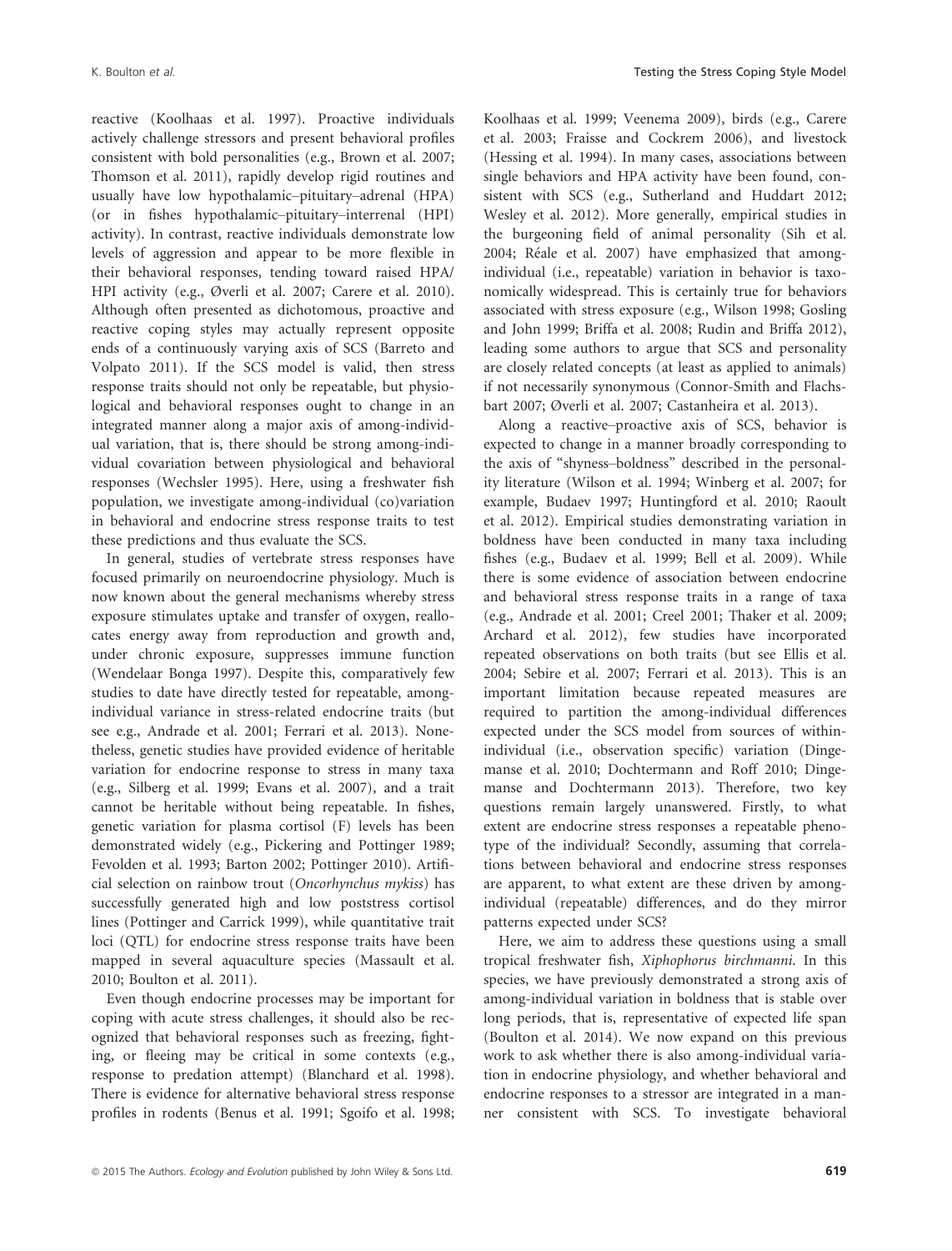reactive (Koolhaas et al. 1997). Proactive individuals actively challenge stressors and present behavioral profiles consistent with bold personalities (e.g., Brown et al. 2007; Thomson et al. 2011), rapidly develop rigid routines and usually have low hypothalamic–pituitary–adrenal (HPA) (or in fishes hypothalamic–pituitary–interrenal (HPI) activity). In contrast, reactive individuals demonstrate low levels of aggression and appear to be more flexible in their behavioral responses, tending toward raised HPA/HPI activity (e.g., Øverli et al. 2007; Carere et al. 2010). Although often presented as dichotomous, proactive and reactive coping styles may actually represent opposite ends of a continuously varying axis of SCS (Barreto and Volpato 2011). If the SCS model is valid, then stress response traits should not only be repeatable, but physiological and behavioral responses ought to change in an integrated manner along a major axis of among-individual variation, that is, there should be strong among-individual covariation between physiological and behavioral responses (Wechsler 1995). Here, using a freshwater fish population, we investigate among-individual (co)variation in behavioral and endocrine stress response traits to test these predictions and thus evaluate the SCS.

In general, studies of vertebrate stress responses have focused primarily on neuroendocrine physiology. Much is now known about the general mechanisms whereby stress exposure stimulates uptake and transfer of oxygen, reallocates energy away from reproduction and growth and, under chronic exposure, suppresses immune function (Wendelaar Bonga 1997). Despite this, comparatively few studies to date have directly tested for repeatable, among-individual variance in stress-related endocrine traits (but see e.g., Andrade et al. 2001; Ferrari et al. 2013). Nonetheless, genetic studies have provided evidence of heritable variation for endocrine response to stress in many taxa (e.g., Silberg et al. 1999; Evans et al. 2007), and a trait cannot be heritable without being repeatable. In fishes, genetic variation for plasma cortisol (F) levels has been demonstrated widely (e.g., Pickering and Pottinger 1989; Fevolden et al. 1993; Barton 2002; Pottinger 2010). Artificial selection on rainbow trout (*Oncorhynchus mykiss*) has successfully generated high and low poststress cortisol lines (Pottinger and Carrick 1999), while quantitative trait loci (QTL) for endocrine stress response traits have been mapped in several aquaculture species (Massault et al. 2010; Boulton et al. 2011).

Even though endocrine processes may be important for coping with acute stress challenges, it should also be recognized that behavioral responses such as freezing, fighting, or fleeing may be critical in some contexts (e.g., response to predation attempt) (Blanchard et al. 1998). There is evidence for alternative behavioral stress response profiles in rodents (Benus et al. 1991; Sgoifo et al. 1998; Koolhaas et al. 1999; Veenema 2009), birds (e.g., Carere et al. 2003; Fraisse and Cockrem 2006), and livestock (Hessing et al. 1994). In many cases, associations between single behaviors and HPA activity have been found, consistent with SCS (e.g., Sutherland and Huddart 2012; Wesley et al. 2012). More generally, empirical studies in the burgeoning field of animal personality (Sih et al. 2004; Réale et al. 2007) have emphasized that among-individual (i.e., repeatable) variation in behavior is taxonomically widespread. This is certainly true for behaviors associated with stress exposure (e.g., Wilson 1998; Gosling and John 1999; Briffa et al. 2008; Rudin and Briffa 2012), leading some authors to argue that SCS and personality are closely related concepts (at least as applied to animals) if not necessarily synonymous (Connor-Smith and Flachsbart 2007; Øverli et al. 2007; Castanheira et al. 2013).

Along a reactive–proactive axis of SCS, behavior is expected to change in a manner broadly corresponding to the axis of "shyness–boldness" described in the personality literature (Wilson et al. 1994; Winberg et al. 2007; for example, Budaev 1997; Huntingford et al. 2010; Raoult et al. 2012). Empirical studies demonstrating variation in boldness have been conducted in many taxa including fishes (e.g., Budaev et al. 1999; Bell et al. 2009). While there is some evidence of association between endocrine and behavioral stress response traits in a range of taxa (e.g., Andrade et al. 2001; Creel 2001; Thaker et al. 2009; Archard et al. 2012), few studies have incorporated repeated observations on both traits (but see Ellis et al. 2004; Sebire et al. 2007; Ferrari et al. 2013). This is an important limitation because repeated measures are required to partition the among-individual differences expected under the SCS model from sources of within-individual (i.e., observation specific) variation (Dingemanse et al. 2010; Dochtermann and Roff 2010; Dingemanse and Dochtermann 2013). Therefore, two key questions remain largely unanswered. Firstly, to what extent are endocrine stress responses a repeatable phenotype of the individual? Secondly, assuming that correlations between behavioral and endocrine stress responses are apparent, to what extent are these driven by among-individual (repeatable) differences, and do they mirror patterns expected under SCS?

Here, we aim to address these questions using a small tropical freshwater fish, *Xiphophorus birchmanni*. In this species, we have previously demonstrated a strong axis of among-individual variation in boldness that is stable over long periods, that is, representative of expected life span (Boulton et al. 2014). We now expand on this previous work to ask whether there is also among-individual variation in endocrine physiology, and whether behavioral and endocrine responses to a stressor are integrated in a manner consistent with SCS. To investigate behavioral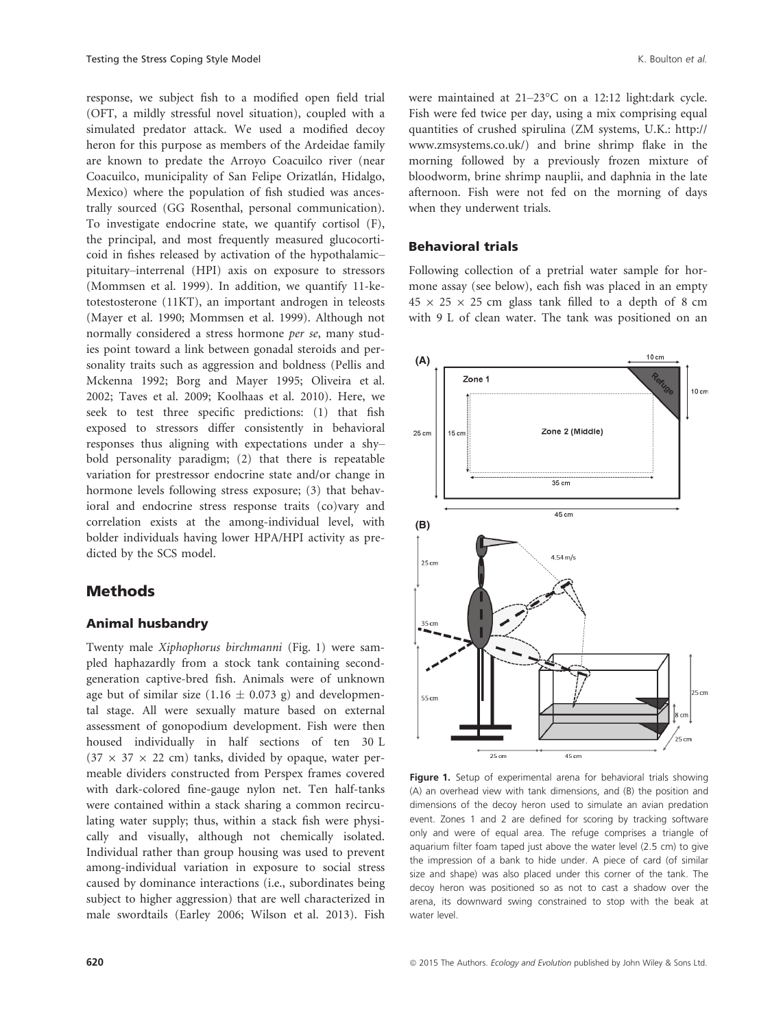response, we subject fish to a modified open field trial (OFT, a mildly stressful novel situation), coupled with a simulated predator attack. We used a modified decoy heron for this purpose as members of the Ardeidae family are known to predate the Arroyo Coacuilco river (near Coacuilco, municipality of San Felipe Orizatlán, Hidalgo, Mexico) where the population of fish studied was ancestrally sourced (GG Rosenthal, personal communication). To investigate endocrine state, we quantify cortisol (F), the principal, and most frequently measured glucocorticoid in fishes released by activation of the hypothalamic–pituitary–interrenal (HPI) axis on exposure to stressors (Mommsen et al. 1999). In addition, we quantify 11-ketotestosterone (11KT), an important androgen in teleosts (Mayer et al. 1990; Mommsen et al. 1999). Although not normally considered a stress hormone *per se*, many studies point toward a link between gonadal steroids and personality traits such as aggression and boldness (Pellis and Mckenna 1992; Borg and Mayer 1995; Oliveira et al. 2002; Taves et al. 2009; Koolhaas et al. 2010). Here, we seek to test three specific predictions: (1) that fish exposed to stressors differ consistently in behavioral responses thus aligning with expectations under a shy–bold personality paradigm; (2) that there is repeatable variation for prestressor endocrine state and/or change in hormone levels following stress exposure; (3) that behavioral and endocrine stress response traits (co)vary and correlation exists at the among-individual level, with bolder individuals having lower HPA/HPI activity as predicted by the SCS model.

# Methods

## Animal husbandry

Twenty male *Xiphophorus birchmanni* (Fig. 1) were sampled haphazardly from a stock tank containing second-generation captive-bred fish. Animals were of unknown age but of similar size ($1.16 \pm 0.073$ g) and developmental stage. All were sexually mature based on external assessment of gonopodium development. Fish were then housed individually in half sections of ten 30 L ($37 \times 37 \times 22$ cm) tanks, divided by opaque, water permeable dividers constructed from Perspex frames covered with dark-colored fine-gauge nylon net. Ten half-tanks were contained within a stack sharing a common recirculating water supply; thus, within a stack fish were physically and visually, although not chemically isolated. Individual rather than group housing was used to prevent among-individual variation in exposure to social stress caused by dominance interactions (i.e., subordinates being subject to higher aggression) that are well characterized in male swordtails (Earley 2006; Wilson et al. 2013). Fish were maintained at 21–23°C on a 12:12 light:dark cycle. Fish were fed twice per day, using a mix comprising equal quantities of crushed spirulina (ZM systems, U.K.: http://www.zmsystems.co.uk/) and brine shrimp flake in the morning followed by a previously frozen mixture of bloodworm, brine shrimp nauplii, and daphnia in the late afternoon. Fish were not fed on the morning of days when they underwent trials.

## Behavioral trials

Following collection of a pretrial water sample for hormone assay (see below), each fish was placed in an empty $45 \times 25 \times 25$ cm glass tank filled to a depth of 8 cm with 9 L of clean water. The tank was positioned on an

**Figure 1.** Setup of experimental arena for behavioral trials showing (A) an overhead view with tank dimensions, and (B) the position and dimensions of the decoy heron used to simulate an avian predation event. Zones 1 and 2 are defined for scoring by tracking software only and were of equal area. The refuge comprises a triangle of aquarium filter foam taped just above the water level (2.5 cm) to give the impression of a bank to hide under. A piece of card (of similar size and shape) was also placed under this corner of the tank. The decoy heron was positioned so as not to cast a shadow over the arena, its downward swing constrained to stop with the beak at water level.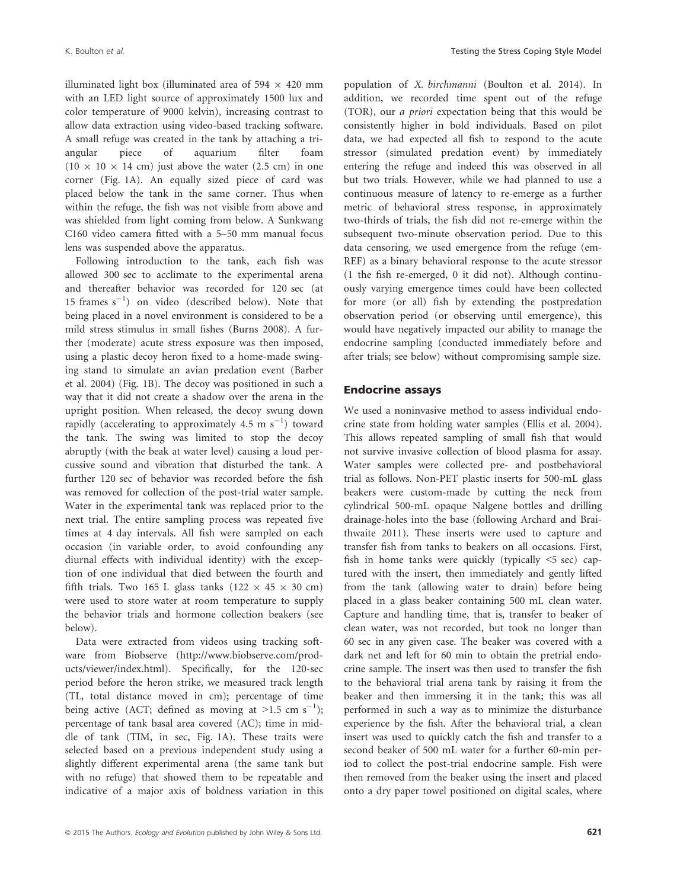illuminated light box (illuminated area of 594 × 420 mm with an LED light source of approximately 1500 lux and color temperature of 9000 kelvin), increasing contrast to allow data extraction using video-based tracking software. A small refuge was created in the tank by attaching a triangular piece of aquarium filter foam (10 × 10 × 14 cm) just above the water (2.5 cm) in one corner (Fig. 1A). An equally sized piece of card was placed below the tank in the same corner. Thus when within the refuge, the fish was not visible from above and was shielded from light coming from below. A Sunkwang C160 video camera fitted with a 5–50 mm manual focus lens was suspended above the apparatus.

Following introduction to the tank, each fish was allowed 300 sec to acclimate to the experimental arena and thereafter behavior was recorded for 120 sec (at 15 frames $s^{-1}$) on video (described below). Note that being placed in a novel environment is considered to be a mild stress stimulus in small fishes (Burns 2008). A further (moderate) acute stress exposure was then imposed, using a plastic decoy heron fixed to a home-made swinging stand to simulate an avian predation event (Barber et al. 2004) (Fig. 1B). The decoy was positioned in such a way that it did not create a shadow over the arena in the upright position. When released, the decoy swung down rapidly (accelerating to approximately 4.5 m $s^{-1}$) toward the tank. The swing was limited to stop the decoy abruptly (with the beak at water level) causing a loud percussive sound and vibration that disturbed the tank. A further 120 sec of behavior was recorded before the fish was removed for collection of the post-trial water sample. Water in the experimental tank was replaced prior to the next trial. The entire sampling process was repeated five times at 4 day intervals. All fish were sampled on each occasion (in variable order, to avoid confounding any diurnal effects with individual identity) with the exception of one individual that died between the fourth and fifth trials. Two 165 L glass tanks (122 × 45 × 30 cm) were used to store water at room temperature to supply the behavior trials and hormone collection beakers (see below).

Data were extracted from videos using tracking software from Biobserve (http://www.biobserve.com/products/viewer/index.html). Specifically, for the 120-sec period before the heron strike, we measured track length (TL, total distance moved in cm); percentage of time being active (ACT; defined as moving at >1.5 cm $s^{-1}$); percentage of tank basal area covered (AC); time in middle of tank (TIM, in sec, Fig. 1A). These traits were selected based on a previous independent study using a slightly different experimental arena (the same tank but with no refuge) that showed them to be repeatable and indicative of a major axis of boldness variation in this population of *X. birchmanni* (Boulton et al. 2014). In addition, we recorded time spent out of the refuge (TOR), our *a priori* expectation being that this would be consistently higher in bold individuals. Based on pilot data, we had expected all fish to respond to the acute stressor (simulated predation event) by immediately entering the refuge and indeed this was observed in all but two trials. However, while we had planned to use a continuous measure of latency to re-emerge as a further metric of behavioral stress response, in approximately two-thirds of trials, the fish did not re-emerge within the subsequent two-minute observation period. Due to this data censoring, we used emergence from the refuge (emREF) as a binary behavioral response to the acute stressor (1 the fish re-emerged, 0 it did not). Although continuously varying emergence times could have been collected for more (or all) fish by extending the postpredation observation period (or observing until emergence), this would have negatively impacted our ability to manage the endocrine sampling (conducted immediately before and after trials; see below) without compromising sample size.

## Endocrine assays

We used a noninvasive method to assess individual endocrine state from holding water samples (Ellis et al. 2004). This allows repeated sampling of small fish that would not survive invasive collection of blood plasma for assay. Water samples were collected pre- and postbehavioral trial as follows. Non-PET plastic inserts for 500-mL glass beakers were custom-made by cutting the neck from cylindrical 500-mL opaque Nalgene bottles and drilling drainage-holes into the base (following Archard and Braithwaite 2011). These inserts were used to capture and transfer fish from tanks to beakers on all occasions. First, fish in home tanks were quickly (typically <5 sec) captured with the insert, then immediately and gently lifted from the tank (allowing water to drain) before being placed in a glass beaker containing 500 mL clean water. Capture and handling time, that is, transfer to beaker of clean water, was not recorded, but took no longer than 60 sec in any given case. The beaker was covered with a dark net and left for 60 min to obtain the pretrial endocrine sample. The insert was then used to transfer the fish to the behavioral trial arena tank by raising it from the beaker and then immersing it in the tank; this was all performed in such a way as to minimize the disturbance experience by the fish. After the behavioral trial, a clean insert was used to quickly catch the fish and transfer to a second beaker of 500 mL water for a further 60-min period to collect the post-trial endocrine sample. Fish were then removed from the beaker using the insert and placed onto a dry paper towel positioned on digital scales, where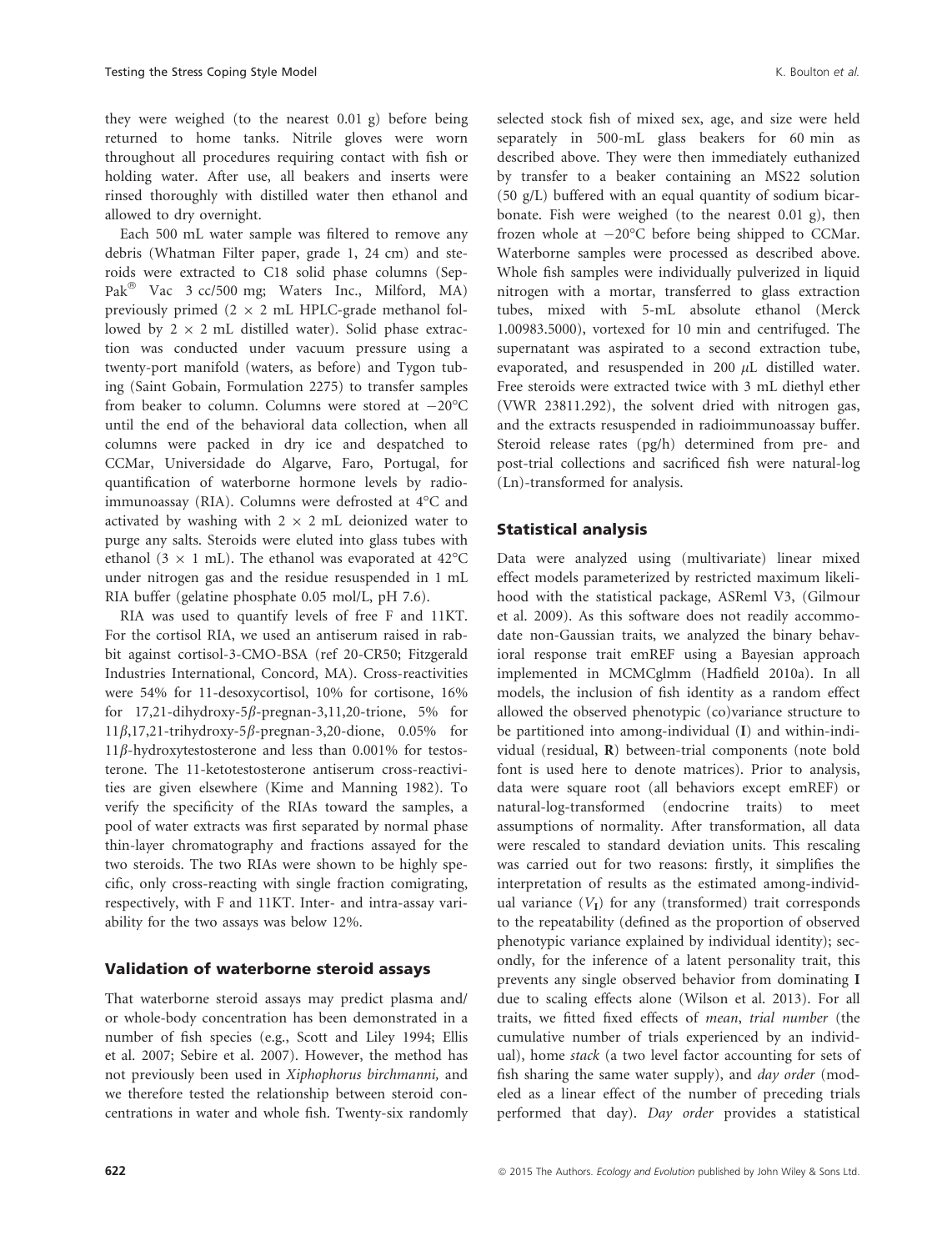they were weighed (to the nearest 0.01 g) before being returned to home tanks. Nitrile gloves were worn throughout all procedures requiring contact with fish or holding water. After use, all beakers and inserts were rinsed thoroughly with distilled water then ethanol and allowed to dry overnight.

Each 500 mL water sample was filtered to remove any debris (Whatman Filter paper, grade 1, 24 cm) and steroids were extracted to C18 solid phase columns (Sep-Pak® Vac 3 cc/500 mg; Waters Inc., Milford, MA) previously primed ($2 \times 2$ mL HPLC-grade methanol followed by $2 \times 2$ mL distilled water). Solid phase extraction was conducted under vacuum pressure using a twenty-port manifold (waters, as before) and Tygon tubing (Saint Gobain, Formulation 2275) to transfer samples from beaker to column. Columns were stored at $-20°C$ until the end of the behavioral data collection, when all columns were packed in dry ice and despatched to CCMar, Universidade do Algarve, Faro, Portugal, for quantification of waterborne hormone levels by radioimmunoassay (RIA). Columns were defrosted at 4°C and activated by washing with $2 \times 2$ mL deionized water to purge any salts. Steroids were eluted into glass tubes with ethanol ($3 \times 1$ mL). The ethanol was evaporated at 42°C under nitrogen gas and the residue resuspended in 1 mL RIA buffer (gelatine phosphate 0.05 mol/L, pH 7.6).

RIA was used to quantify levels of free F and 11KT. For the cortisol RIA, we used an antiserum raised in rabbit against cortisol-3-CMO-BSA (ref 20-CR50; Fitzgerald Industries International, Concord, MA). Cross-reactivities were 54% for 11-desoxycortisol, 10% for cortisone, 16% for 17,21-dihydroxy-5$\beta$-pregnan-3,11,20-trione, 5% for 11$\beta$,17,21-trihydroxy-5$\beta$-pregnan-3,20-dione, 0.05% for 11$\beta$-hydroxytestosterone and less than 0.001% for testosterone. The 11-ketotestosterone antiserum cross-reactivities are given elsewhere (Kime and Manning 1982). To verify the specificity of the RIAs toward the samples, a pool of water extracts was first separated by normal phase thin-layer chromatography and fractions assayed for the two steroids. The two RIAs were shown to be highly specific, only cross-reacting with single fraction comigrating, respectively, with F and 11KT. Inter- and intra-assay variability for the two assays was below 12%.

## Validation of waterborne steroid assays

That waterborne steroid assays may predict plasma and/or whole-body concentration has been demonstrated in a number of fish species (e.g., Scott and Liley 1994; Ellis et al. 2007; Sebire et al. 2007). However, the method has not previously been used in *Xiphophorus birchmanni,* and we therefore tested the relationship between steroid concentrations in water and whole fish. Twenty-six randomly selected stock fish of mixed sex, age, and size were held separately in 500-mL glass beakers for 60 min as described above. They were then immediately euthanized by transfer to a beaker containing an MS22 solution (50 g/L) buffered with an equal quantity of sodium bicarbonate. Fish were weighed (to the nearest 0.01 g), then frozen whole at $-20°C$ before being shipped to CCMar. Waterborne samples were processed as described above. Whole fish samples were individually pulverized in liquid nitrogen with a mortar, transferred to glass extraction tubes, mixed with 5-mL absolute ethanol (Merck 1.00983.5000), vortexed for 10 min and centrifuged. The supernatant was aspirated to a second extraction tube, evaporated, and resuspended in 200 $\mu$L distilled water. Free steroids were extracted twice with 3 mL diethyl ether (VWR 23811.292), the solvent dried with nitrogen gas, and the extracts resuspended in radioimmunoassay buffer. Steroid release rates (pg/h) determined from pre- and post-trial collections and sacrificed fish were natural-log (Ln)-transformed for analysis.

## Statistical analysis

Data were analyzed using (multivariate) linear mixed effect models parameterized by restricted maximum likelihood with the statistical package, ASReml V3, (Gilmour et al. 2009). As this software does not readily accommodate non-Gaussian traits, we analyzed the binary behavioral response trait emREF using a Bayesian approach implemented in MCMCglmm (Hadfield 2010a). In all models, the inclusion of fish identity as a random effect allowed the observed phenotypic (co)variance structure to be partitioned into among-individual (**I**) and within-individual (residual, **R**) between-trial components (note bold font is used here to denote matrices). Prior to analysis, data were square root (all behaviors except emREF) or natural-log-transformed (endocrine traits) to meet assumptions of normality. After transformation, all data were rescaled to standard deviation units. This rescaling was carried out for two reasons: firstly, it simplifies the interpretation of results as the estimated among-individual variance ($V_I$) for any (transformed) trait corresponds to the repeatability (defined as the proportion of observed phenotypic variance explained by individual identity); secondly, for the inference of a latent personality trait, this prevents any single observed behavior from dominating **I** due to scaling effects alone (Wilson et al. 2013). For all traits, we fitted fixed effects of *mean*, *trial number* (the cumulative number of trials experienced by an individual), home *stack* (a two level factor accounting for sets of fish sharing the same water supply), and *day order* (modeled as a linear effect of the number of preceding trials performed that day). *Day order* provides a statistical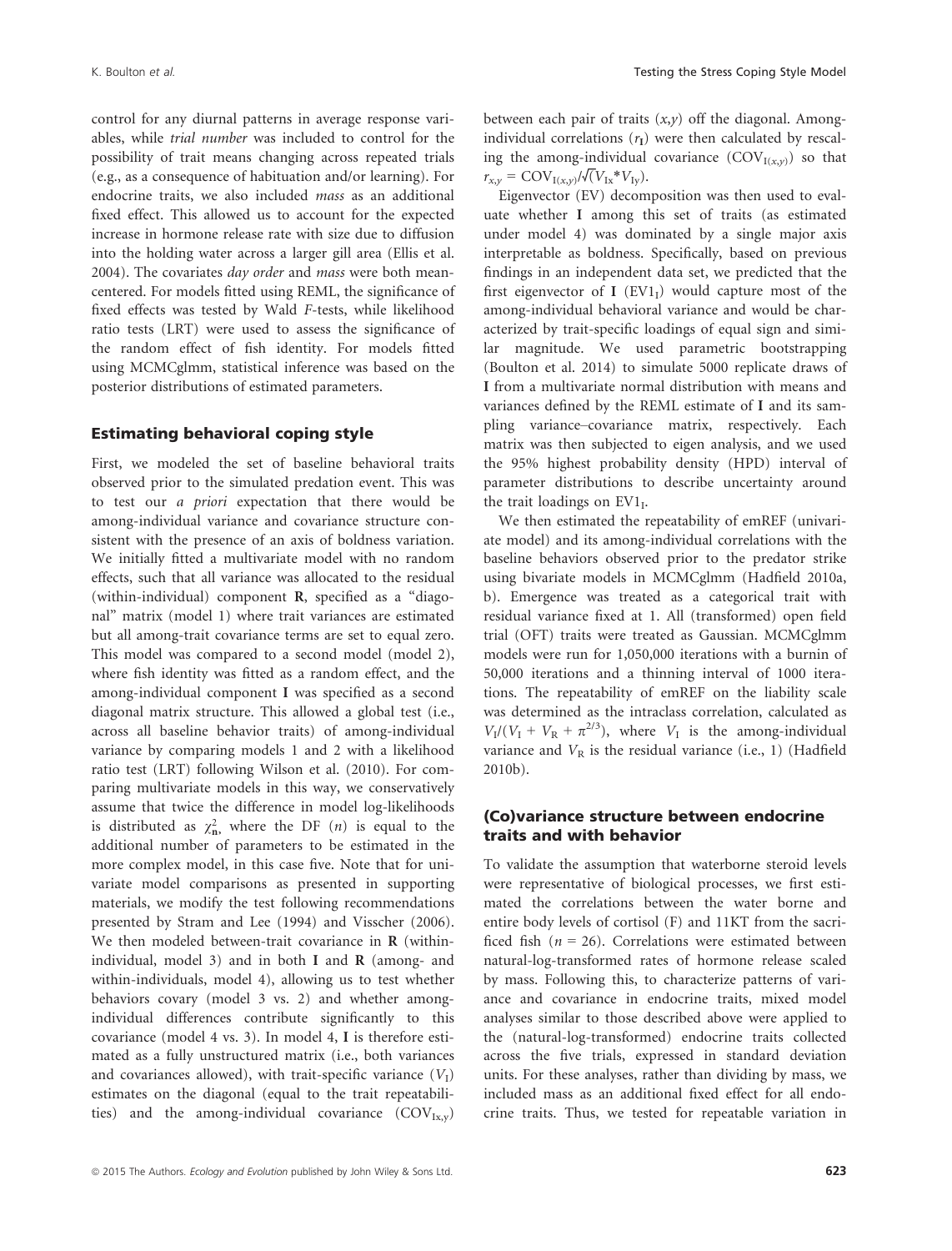control for any diurnal patterns in average response variables, while *trial number* was included to control for the possibility of trait means changing across repeated trials (e.g., as a consequence of habituation and/or learning). For endocrine traits, we also included *mass* as an additional fixed effect. This allowed us to account for the expected increase in hormone release rate with size due to diffusion into the holding water across a larger gill area (Ellis et al. 2004). The covariates *day order* and *mass* were both mean-centered. For models fitted using REML, the significance of fixed effects was tested by Wald *F*-tests, while likelihood ratio tests (LRT) were used to assess the significance of the random effect of fish identity. For models fitted using MCMCglmm, statistical inference was based on the posterior distributions of estimated parameters.

### Estimating behavioral coping style

First, we modeled the set of baseline behavioral traits observed prior to the simulated predation event. This was to test our *a priori* expectation that there would be among-individual variance and covariance structure consistent with the presence of an axis of boldness variation. We initially fitted a multivariate model with no random effects, such that all variance was allocated to the residual (within-individual) component **R**, specified as a "diagonal" matrix (model 1) where trait variances are estimated but all among-trait covariance terms are set to equal zero. This model was compared to a second model (model 2), where fish identity was fitted as a random effect, and the among-individual component **I** was specified as a second diagonal matrix structure. This allowed a global test (i.e., across all baseline behavior traits) of among-individual variance by comparing models 1 and 2 with a likelihood ratio test (LRT) following Wilson et al. (2010). For comparing multivariate models in this way, we conservatively assume that twice the difference in model log-likelihoods is distributed as $\chi^2_n$, where the DF ($n$) is equal to the additional number of parameters to be estimated in the more complex model, in this case five. Note that for univariate model comparisons as presented in supporting materials, we modify the test following recommendations presented by Stram and Lee (1994) and Visscher (2006). We then modeled between-trait covariance in **R** (within-individual, model 3) and in both **I** and **R** (among- and within-individuals, model 4), allowing us to test whether behaviors covary (model 3 vs. 2) and whether among-individual differences contribute significantly to this covariance (model 4 vs. 3). In model 4, **I** is therefore estimated as a fully unstructured matrix (i.e., both variances and covariances allowed), with trait-specific variance ($V_I$) estimates on the diagonal (equal to the trait repeatabilities) and the among-individual covariance ($COV_{Ix,y}$) between each pair of traits ($x$,$y$) off the diagonal. Among-individual correlations ($r_I$) were then calculated by rescaling the among-individual covariance ($COV_{I(x,y)}$) so that $r_{x,y} = COV_{I(x,y)}/\sqrt{(V_{Ix}*V_{Iy})}$.

Eigenvector (EV) decomposition was then used to evaluate whether **I** among this set of traits (as estimated under model 4) was dominated by a single major axis interpretable as boldness. Specifically, based on previous findings in an independent data set, we predicted that the first eigenvector of **I** ($EV1_I$) would capture most of the among-individual behavioral variance and would be characterized by trait-specific loadings of equal sign and similar magnitude. We used parametric bootstrapping (Boulton et al. 2014) to simulate 5000 replicate draws of **I** from a multivariate normal distribution with means and variances defined by the REML estimate of **I** and its sampling variance–covariance matrix, respectively. Each matrix was then subjected to eigen analysis, and we used the 95% highest probability density (HPD) interval of parameter distributions to describe uncertainty around the trait loadings on $EV1_I$.

We then estimated the repeatability of emREF (univariate model) and its among-individual correlations with the baseline behaviors observed prior to the predator strike using bivariate models in MCMCglmm (Hadfield 2010a, b). Emergence was treated as a categorical trait with residual variance fixed at 1. All (transformed) open field trial (OFT) traits were treated as Gaussian. MCMCglmm models were run for 1,050,000 iterations with a burnin of 50,000 iterations and a thinning interval of 1000 iterations. The repeatability of emREF on the liability scale was determined as the intraclass correlation, calculated as $V_I/(V_I + V_R + \pi^{2/3})$, where $V_I$ is the among-individual variance and $V_R$ is the residual variance (i.e., 1) (Hadfield 2010b).

### (Co)variance structure between endocrine traits and with behavior

To validate the assumption that waterborne steroid levels were representative of biological processes, we first estimated the correlations between the water borne and entire body levels of cortisol (F) and 11KT from the sacrificed fish ($n$ = 26). Correlations were estimated between natural-log-transformed rates of hormone release scaled by mass. Following this, to characterize patterns of variance and covariance in endocrine traits, mixed model analyses similar to those described above were applied to the (natural-log-transformed) endocrine traits collected across the five trials, expressed in standard deviation units. For these analyses, rather than dividing by mass, we included mass as an additional fixed effect for all endocrine traits. Thus, we tested for repeatable variation in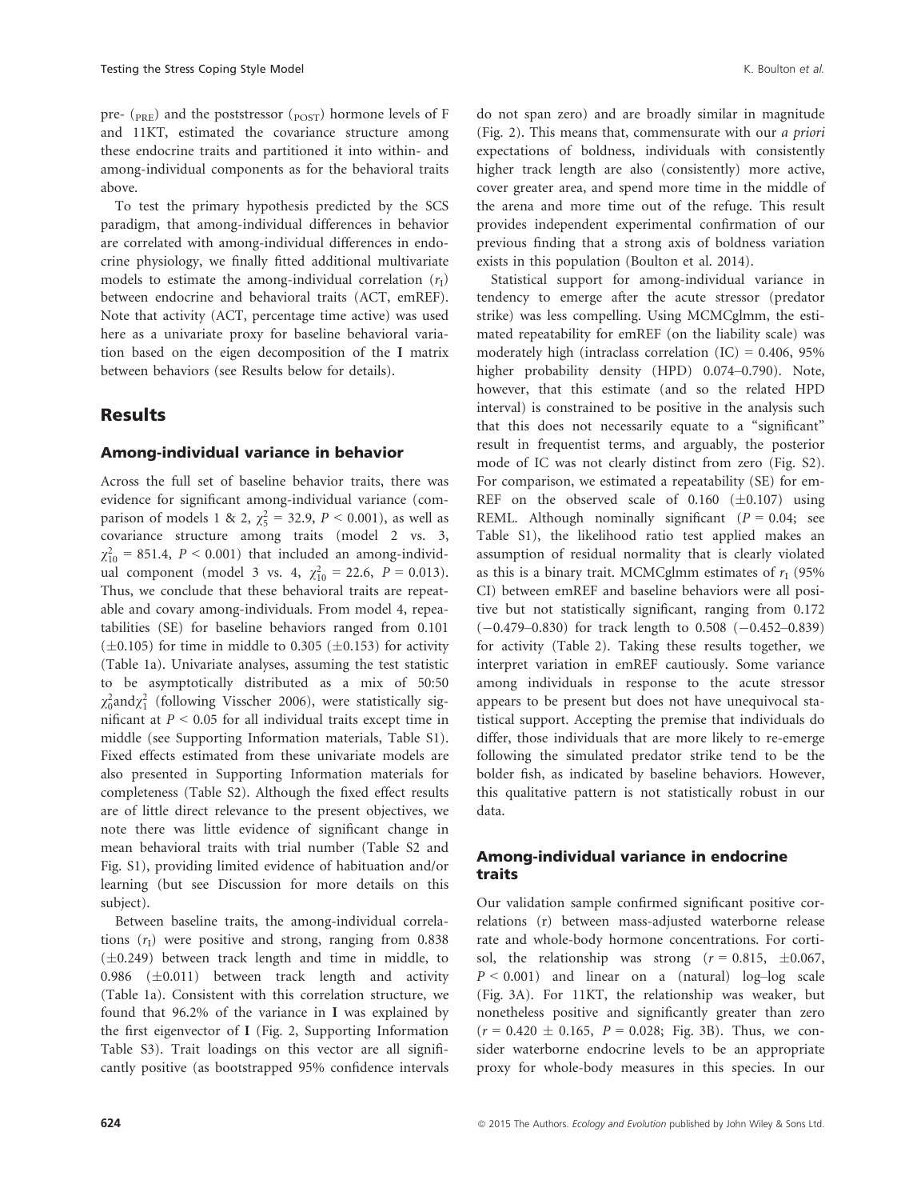pre- ($_{\mathrm{PRE}}$) and the poststressor ($_{\mathrm{POST}}$) hormone levels of F and 11KT, estimated the covariance structure among these endocrine traits and partitioned it into within- and among-individual components as for the behavioral traits above.

To test the primary hypothesis predicted by the SCS paradigm, that among-individual differences in behavior are correlated with among-individual differences in endocrine physiology, we finally fitted additional multivariate models to estimate the among-individual correlation ($r_I$) between endocrine and behavioral traits (ACT, emREF). Note that activity (ACT, percentage time active) was used here as a univariate proxy for baseline behavioral variation based on the eigen decomposition of the **I** matrix between behaviors (see Results below for details).

## Results

### Among-individual variance in behavior

Across the full set of baseline behavior traits, there was evidence for significant among-individual variance (comparison of models 1 & 2, $\chi^2_5 = 32.9$, $P < 0.001$), as well as covariance structure among traits (model 2 vs. 3, $\chi^2_{10} = 851.4$, $P < 0.001$) that included an among-individual component (model 3 vs. 4, $\chi^2_{10} = 22.6$, $P = 0.013$). Thus, we conclude that these behavioral traits are repeatable and covary among-individuals. From model 4, repeatabilities (SE) for baseline behaviors ranged from 0.101 ($\pm$0.105) for time in middle to 0.305 ($\pm$0.153) for activity (Table 1a). Univariate analyses, assuming the test statistic to be asymptotically distributed as a mix of 50:50 $\chi^2_0$and$\chi^2_1$ (following Visscher 2006), were statistically significant at $P < 0.05$ for all individual traits except time in middle (see Supporting Information materials, Table S1). Fixed effects estimated from these univariate models are also presented in Supporting Information materials for completeness (Table S2). Although the fixed effect results are of little direct relevance to the present objectives, we note there was little evidence of significant change in mean behavioral traits with trial number (Table S2 and Fig. S1), providing limited evidence of habituation and/or learning (but see Discussion for more details on this subject).

Between baseline traits, the among-individual correlations ($r_I$) were positive and strong, ranging from 0.838 ($\pm$0.249) between track length and time in middle, to 0.986 ($\pm$0.011) between track length and activity (Table 1a). Consistent with this correlation structure, we found that 96.2% of the variance in **I** was explained by the first eigenvector of **I** (Fig. 2, Supporting Information Table S3). Trait loadings on this vector are all significantly positive (as bootstrapped 95% confidence intervals do not span zero) and are broadly similar in magnitude (Fig. 2). This means that, commensurate with our *a priori* expectations of boldness, individuals with consistently higher track length are also (consistently) more active, cover greater area, and spend more time in the middle of the arena and more time out of the refuge. This result provides independent experimental confirmation of our previous finding that a strong axis of boldness variation exists in this population (Boulton et al. 2014).

Statistical support for among-individual variance in tendency to emerge after the acute stressor (predator strike) was less compelling. Using MCMCglmm, the estimated repeatability for emREF (on the liability scale) was moderately high (intraclass correlation (IC) = 0.406, 95% higher probability density (HPD) 0.074–0.790). Note, however, that this estimate (and so the related HPD interval) is constrained to be positive in the analysis such that this does not necessarily equate to a "significant" result in frequentist terms, and arguably, the posterior mode of IC was not clearly distinct from zero (Fig. S2). For comparison, we estimated a repeatability (SE) for emREF on the observed scale of 0.160 ($\pm$0.107) using REML. Although nominally significant ($P = 0.04$; see Table S1), the likelihood ratio test applied makes an assumption of residual normality that is clearly violated as this is a binary trait. MCMCglmm estimates of $r_I$ (95% CI) between emREF and baseline behaviors were all positive but not statistically significant, ranging from 0.172 ($-$0.479–0.830) for track length to 0.508 ($-$0.452–0.839) for activity (Table 2). Taking these results together, we interpret variation in emREF cautiously. Some variance among individuals in response to the acute stressor appears to be present but does not have unequivocal statistical support. Accepting the premise that individuals do differ, those individuals that are more likely to re-emerge following the simulated predator strike tend to be the bolder fish, as indicated by baseline behaviors. However, this qualitative pattern is not statistically robust in our data.

### Among-individual variance in endocrine traits

Our validation sample confirmed significant positive correlations (r) between mass-adjusted waterborne release rate and whole-body hormone concentrations. For cortisol, the relationship was strong ($r = 0.815$, $\pm$0.067, $P < 0.001$) and linear on a (natural) log–log scale (Fig. 3A). For 11KT, the relationship was weaker, but nonetheless positive and significantly greater than zero ($r = 0.420 \pm 0.165$, $P = 0.028$; Fig. 3B). Thus, we consider waterborne endocrine levels to be an appropriate proxy for whole-body measures in this species. In our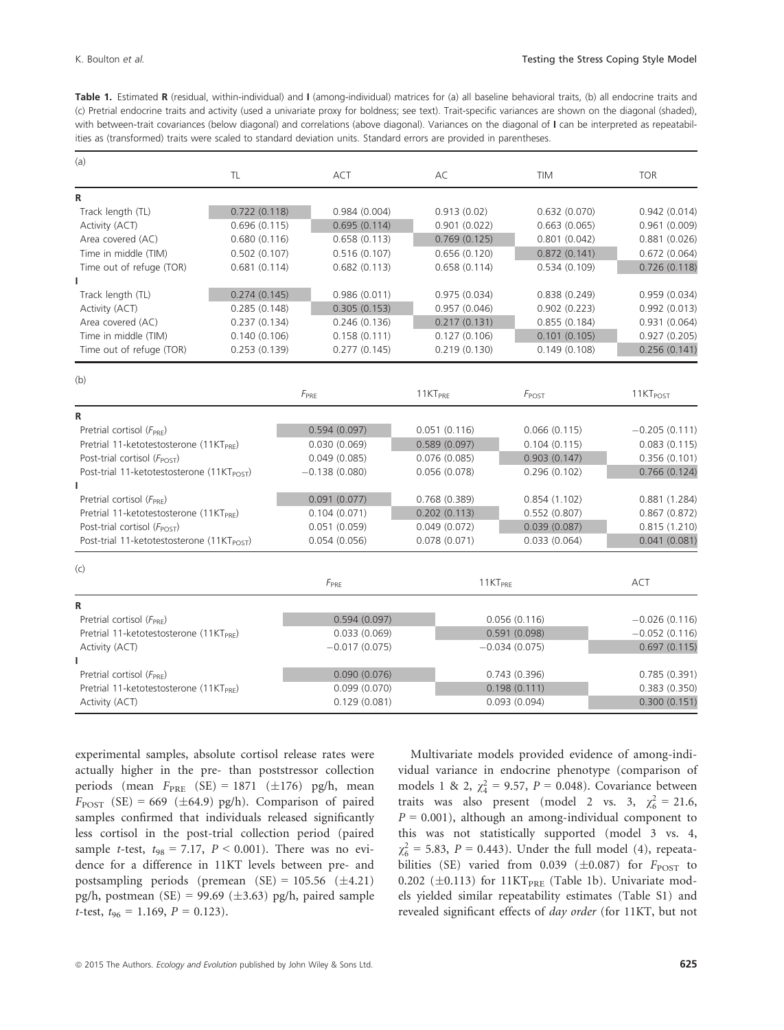**Table 1.** Estimated **R** (residual, within-individual) and **I** (among-individual) matrices for (a) all baseline behavioral traits, (b) all endocrine traits and (c) Pretrial endocrine traits and activity (used a univariate proxy for boldness; see text). Trait-specific variances are shown on the diagonal (shaded), with between-trait covariances (below diagonal) and correlations (above diagonal). Variances on the diagonal of **I** can be interpreted as repeatabilities as (transformed) traits were scaled to standard deviation units. Standard errors are provided in parentheses.

(a)

| | TL | ACT | AC | TIM | TOR |
|---|---|---|---|---|---|
| **R** | | | | | |
| Track length (TL) | 0.722 (0.118) | 0.984 (0.004) | 0.913 (0.02) | 0.632 (0.070) | 0.942 (0.014) |
| Activity (ACT) | 0.696 (0.115) | 0.695 (0.114) | 0.901 (0.022) | 0.663 (0.065) | 0.961 (0.009) |
| Area covered (AC) | 0.680 (0.116) | 0.658 (0.113) | 0.769 (0.125) | 0.801 (0.042) | 0.881 (0.026) |
| Time in middle (TIM) | 0.502 (0.107) | 0.516 (0.107) | 0.656 (0.120) | 0.872 (0.141) | 0.672 (0.064) |
| Time out of refuge (TOR) | 0.681 (0.114) | 0.682 (0.113) | 0.658 (0.114) | 0.534 (0.109) | 0.726 (0.118) |
| **I** | | | | | |
| Track length (TL) | 0.274 (0.145) | 0.986 (0.011) | 0.975 (0.034) | 0.838 (0.249) | 0.959 (0.034) |
| Activity (ACT) | 0.285 (0.148) | 0.305 (0.153) | 0.957 (0.046) | 0.902 (0.223) | 0.992 (0.013) |
| Area covered (AC) | 0.237 (0.134) | 0.246 (0.136) | 0.217 (0.131) | 0.855 (0.184) | 0.931 (0.064) |
| Time in middle (TIM) | 0.140 (0.106) | 0.158 (0.111) | 0.127 (0.106) | 0.101 (0.105) | 0.927 (0.205) |
| Time out of refuge (TOR) | 0.253 (0.139) | 0.277 (0.145) | 0.219 (0.130) | 0.149 (0.108) | 0.256 (0.141) |

(b)

| | $F_{PRE}$ | $11KT_{PRE}$ | $F_{POST}$ | $11KT_{POST}$ |
|---|---|---|---|---|
| **R** | | | | |
| Pretrial cortisol ($F_{PRE}$) | 0.594 (0.097) | 0.051 (0.116) | 0.066 (0.115) | −0.205 (0.111) |
| Pretrial 11-ketotestosterone ($11KT_{PRE}$) | 0.030 (0.069) | 0.589 (0.097) | 0.104 (0.115) | 0.083 (0.115) |
| Post-trial cortisol ($F_{POST}$) | 0.049 (0.085) | 0.076 (0.085) | 0.903 (0.147) | 0.356 (0.101) |
| Post-trial 11-ketotestosterone ($11KT_{POST}$) | −0.138 (0.080) | 0.056 (0.078) | 0.296 (0.102) | 0.766 (0.124) |
| **I** | | | | |
| Pretrial cortisol ($F_{PRE}$) | 0.091 (0.077) | 0.768 (0.389) | 0.854 (1.102) | 0.881 (1.284) |
| Pretrial 11-ketotestosterone ($11KT_{PRE}$) | 0.104 (0.071) | 0.202 (0.113) | 0.552 (0.807) | 0.867 (0.872) |
| Post-trial cortisol ($F_{POST}$) | 0.051 (0.059) | 0.049 (0.072) | 0.039 (0.087) | 0.815 (1.210) |
| Post-trial 11-ketotestosterone ($11KT_{POST}$) | 0.054 (0.056) | 0.078 (0.071) | 0.033 (0.064) | 0.041 (0.081) |

(c)

| | $F_{PRE}$ | $11KT_{PRE}$ | ACT |
|---|---|---|---|
| **R** | | | |
| Pretrial cortisol ($F_{PRE}$) | 0.594 (0.097) | 0.056 (0.116) | −0.026 (0.116) |
| Pretrial 11-ketotestosterone ($11KT_{PRE}$) | 0.033 (0.069) | 0.591 (0.098) | −0.052 (0.116) |
| Activity (ACT) | −0.017 (0.075) | −0.034 (0.075) | 0.697 (0.115) |
| **I** | | | |
| Pretrial cortisol ($F_{PRE}$) | 0.090 (0.076) | 0.743 (0.396) | 0.785 (0.391) |
| Pretrial 11-ketotestosterone ($11KT_{PRE}$) | 0.099 (0.070) | 0.198 (0.111) | 0.383 (0.350) |
| Activity (ACT) | 0.129 (0.081) | 0.093 (0.094) | 0.300 (0.151) |

experimental samples, absolute cortisol release rates were actually higher in the pre- than poststressor collection periods (mean $F_{PRE}$ (SE) = 1871 (±176) pg/h, mean $F_{POST}$ (SE) = 669 (±64.9) pg/h). Comparison of paired samples confirmed that individuals released significantly less cortisol in the post-trial collection period (paired sample *t*-test, $t_{98} = 7.17$, $P < 0.001$). There was no evidence for a difference in 11KT levels between pre- and postsampling periods (premean (SE) = 105.56 (±4.21) pg/h, postmean (SE) = 99.69 (±3.63) pg/h, paired sample *t*-test, $t_{96} = 1.169$, $P = 0.123$).

Multivariate models provided evidence of among-individual variance in endocrine phenotype (comparison of models 1 & 2, $\chi^2_4 = 9.57$, $P = 0.048$). Covariance between traits was also present (model 2 vs. 3, $\chi^2_6 = 21.6$, $P = 0.001$), although an among-individual component to this was not statistically supported (model 3 vs. 4, $\chi^2_6 = 5.83$, $P = 0.443$). Under the full model (4), repeatabilities (SE) varied from 0.039 (±0.087) for $F_{POST}$ to 0.202 (±0.113) for $11KT_{PRE}$ (Table 1b). Univariate models yielded similar repeatability estimates (Table S1) and revealed significant effects of *day order* (for 11KT, but not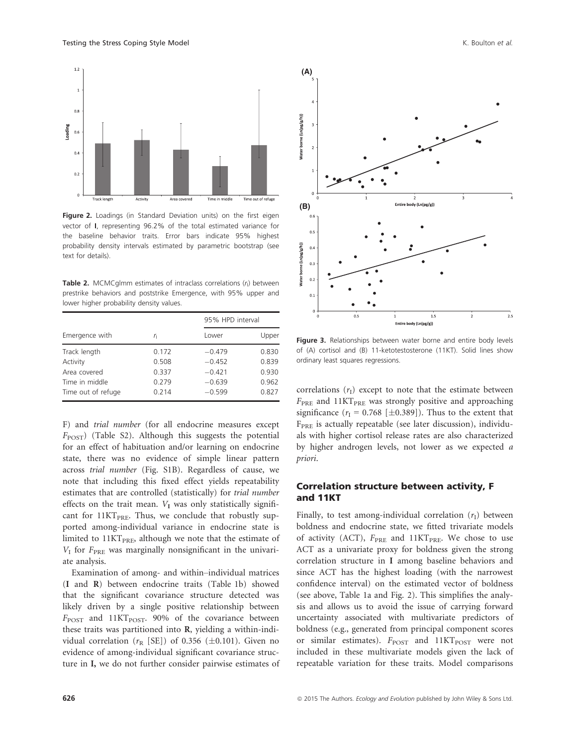Figure 2. Loadings (in Standard Deviation units) on the first eigen vector of **I**, representing 96.2% of the total estimated variance for the baseline behavior traits. Error bars indicate 95% highest probability density intervals estimated by parametric bootstrap (see text for details).

**Table 2.** MCMCglmm estimates of intraclass correlations ($r_I$) between prestrike behaviors and poststrike Emergence, with 95% upper and lower higher probability density values.

| Emergence with | $r_I$ | 95% HPD interval | |
|---|---|---|---|
| | | Lower | Upper |
| Track length | 0.172 | −0.479 | 0.830 |
| Activity | 0.508 | −0.452 | 0.839 |
| Area covered | 0.337 | −0.421 | 0.930 |
| Time in middle | 0.279 | −0.639 | 0.962 |
| Time out of refuge | 0.214 | −0.599 | 0.827 |

F) and *trial number* (for all endocrine measures except $F_{POST}$) (Table S2). Although this suggests the potential for an effect of habituation and/or learning on endocrine state, there was no evidence of simple linear pattern across *trial number* (Fig. S1B). Regardless of cause, we note that including this fixed effect yields repeatability estimates that are controlled (statistically) for *trial number* effects on the trait mean. $V_I$ was only statistically significant for $11KT_{PRE}$. Thus, we conclude that robustly supported among-individual variance in endocrine state is limited to $11KT_{PRE}$, although we note that the estimate of $V_I$ for $F_{PRE}$ was marginally nonsignificant in the univariate analysis.

Examination of among- and within–individual matrices (**I** and **R**) between endocrine traits (Table 1b) showed that the significant covariance structure detected was likely driven by a single positive relationship between $F_{POST}$ and $11KT_{POST}$. 90% of the covariance between these traits was partitioned into **R**, yielding a within-individual correlation ($r_R$ [SE]) of 0.356 (±0.101). Given no evidence of among-individual significant covariance structure in **I,** we do not further consider pairwise estimates of correlations ($r_I$) except to note that the estimate between $F_{PRE}$ and $11KT_{PRE}$ was strongly positive and approaching significance ($r_I$ = 0.768 [±0.389]). Thus to the extent that $F_{PRE}$ is actually repeatable (see later discussion), individuals with higher cortisol release rates are also characterized by higher androgen levels, not lower as we expected *a priori*.

Figure 3. Relationships between water borne and entire body levels of (A) cortisol and (B) 11-ketotestosterone (11KT). Solid lines show ordinary least squares regressions.

## Correlation structure between activity, F and 11KT

Finally, to test among-individual correlation ($r_I$) between boldness and endocrine state, we fitted trivariate models of activity (ACT), $F_{PRE}$ and $11KT_{PRE}$. We chose to use ACT as a univariate proxy for boldness given the strong correlation structure in **I** among baseline behaviors and since ACT has the highest loading (with the narrowest confidence interval) on the estimated vector of boldness (see above, Table 1a and Fig. 2). This simplifies the analysis and allows us to avoid the issue of carrying forward uncertainty associated with multivariate predictors of boldness (e.g., generated from principal component scores or similar estimates). $F_{POST}$ and $11KT_{POST}$ were not included in these multivariate models given the lack of repeatable variation for these traits. Model comparisons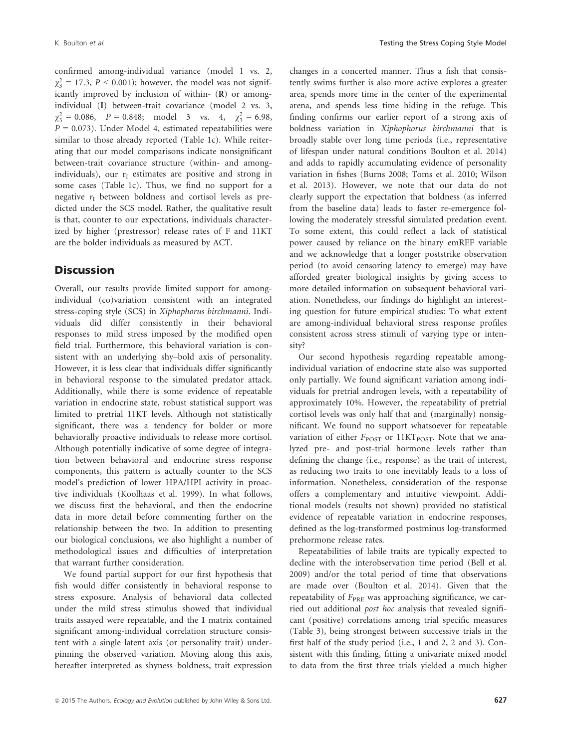confirmed among-individual variance (model 1 vs. 2, $\chi^2_3 = 17.3$, $P < 0.001$); however, the model was not significantly improved by inclusion of within- (**R**) or among-individual (**I**) between-trait covariance (model 2 vs. 3, $\chi^2_3 = 0.086$, $P = 0.848$; model 3 vs. 4, $\chi^2_3 = 6.98$, $P = 0.073$). Under Model 4, estimated repeatabilities were similar to those already reported (Table 1c). While reiterating that our model comparisons indicate nonsignificant between-trait covariance structure (within- and among-individuals), our $r_I$ estimates are positive and strong in some cases (Table 1c). Thus, we find no support for a negative $r_I$ between boldness and cortisol levels as predicted under the SCS model. Rather, the qualitative result is that, counter to our expectations, individuals characterized by higher (prestressor) release rates of F and 11KT are the bolder individuals as measured by ACT.

## Discussion

Overall, our results provide limited support for among-individual (co)variation consistent with an integrated stress-coping style (SCS) in *Xiphophorus birchmanni*. Individuals did differ consistently in their behavioral responses to mild stress imposed by the modified open field trial. Furthermore, this behavioral variation is consistent with an underlying shy–bold axis of personality. However, it is less clear that individuals differ significantly in behavioral response to the simulated predator attack. Additionally, while there is some evidence of repeatable variation in endocrine state, robust statistical support was limited to pretrial 11KT levels. Although not statistically significant, there was a tendency for bolder or more behaviorally proactive individuals to release more cortisol. Although potentially indicative of some degree of integration between behavioral and endocrine stress response components, this pattern is actually counter to the SCS model's prediction of lower HPA/HPI activity in proactive individuals (Koolhaas et al. 1999). In what follows, we discuss first the behavioral, and then the endocrine data in more detail before commenting further on the relationship between the two. In addition to presenting our biological conclusions, we also highlight a number of methodological issues and difficulties of interpretation that warrant further consideration.

We found partial support for our first hypothesis that fish would differ consistently in behavioral response to stress exposure. Analysis of behavioral data collected under the mild stress stimulus showed that individual traits assayed were repeatable, and the **I** matrix contained significant among-individual correlation structure consistent with a single latent axis (or personality trait) underpinning the observed variation. Moving along this axis, hereafter interpreted as shyness–boldness, trait expression changes in a concerted manner. Thus a fish that consistently swims further is also more active explores a greater area, spends more time in the center of the experimental arena, and spends less time hiding in the refuge. This finding confirms our earlier report of a strong axis of boldness variation in *Xiphophorus birchmanni* that is broadly stable over long time periods (i.e., representative of lifespan under natural conditions Boulton et al. 2014) and adds to rapidly accumulating evidence of personality variation in fishes (Burns 2008; Toms et al. 2010; Wilson et al. 2013). However, we note that our data do not clearly support the expectation that boldness (as inferred from the baseline data) leads to faster re-emergence following the moderately stressful simulated predation event. To some extent, this could reflect a lack of statistical power caused by reliance on the binary emREF variable and we acknowledge that a longer poststrike observation period (to avoid censoring latency to emerge) may have afforded greater biological insights by giving access to more detailed information on subsequent behavioral variation. Nonetheless, our findings do highlight an interesting question for future empirical studies: To what extent are among-individual behavioral stress response profiles consistent across stress stimuli of varying type or intensity?

Our second hypothesis regarding repeatable among-individual variation of endocrine state also was supported only partially. We found significant variation among individuals for pretrial androgen levels, with a repeatability of approximately 10%. However, the repeatability of pretrial cortisol levels was only half that and (marginally) nonsignificant. We found no support whatsoever for repeatable variation of either $F_{POST}$ or $11KT_{POST}$. Note that we analyzed pre- and post-trial hormone levels rather than defining the change (i.e., response) as the trait of interest, as reducing two traits to one inevitably leads to a loss of information. Nonetheless, consideration of the response offers a complementary and intuitive viewpoint. Additional models (results not shown) provided no statistical evidence of repeatable variation in endocrine responses, defined as the log-transformed postminus log-transformed prehormone release rates.

Repeatabilities of labile traits are typically expected to decline with the interobservation time period (Bell et al. 2009) and/or the total period of time that observations are made over (Boulton et al. 2014). Given that the repeatability of $F_{PRE}$ was approaching significance, we carried out additional *post hoc* analysis that revealed significant (positive) correlations among trial specific measures (Table 3), being strongest between successive trials in the first half of the study period (i.e., 1 and 2, 2 and 3). Consistent with this finding, fitting a univariate mixed model to data from the first three trials yielded a much higher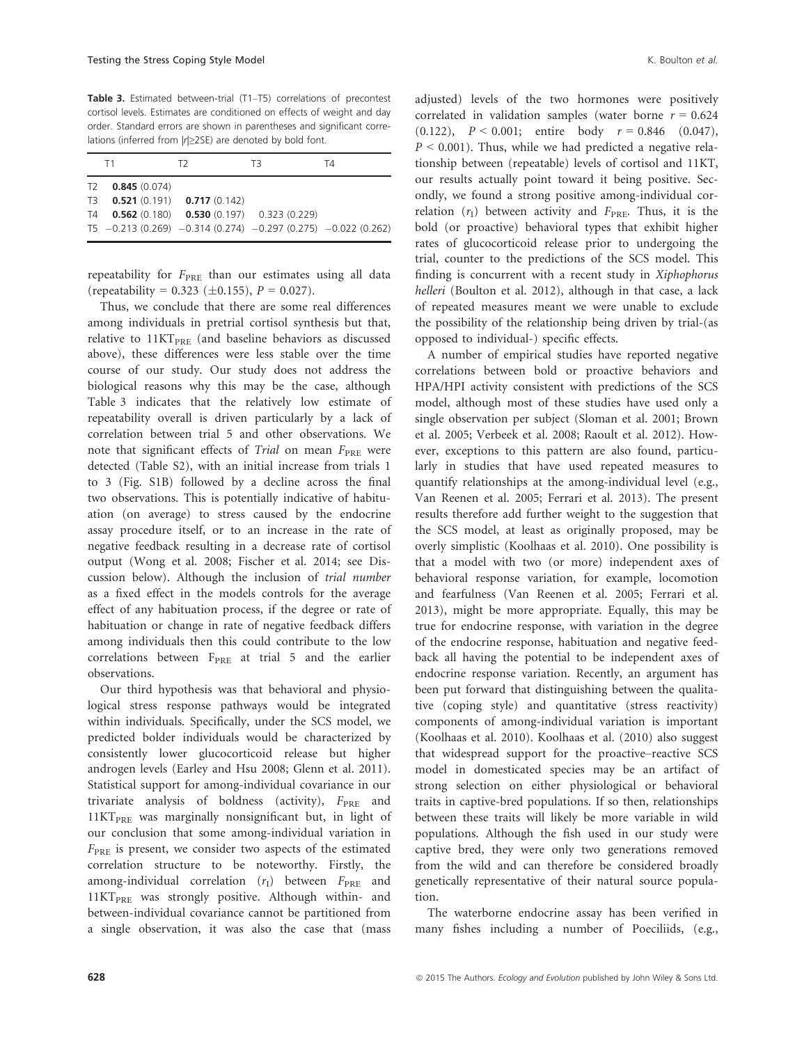**Table 3.** Estimated between-trial (T1–T5) correlations of precontest cortisol levels. Estimates are conditioned on effects of weight and day order. Standard errors are shown in parentheses and significant correlations (inferred from $|r| \geq 2SE$) are denoted by bold font.

| | T1 | T2 | T3 | T4 |
|---|---|---|---|---|
| T2 | **0.845** (0.074) | | | |
| T3 | **0.521** (0.191) | **0.717** (0.142) | | |
| T4 | **0.562** (0.180) | **0.530** (0.197) | 0.323 (0.229) | |
| T5 | −0.213 (0.269) | −0.314 (0.274) | −0.297 (0.275) | −0.022 (0.262) |

repeatability for $F_{PRE}$ than our estimates using all data (repeatability = 0.323 (±0.155), $P = 0.027$).

Thus, we conclude that there are some real differences among individuals in pretrial cortisol synthesis but that, relative to $11KT_{PRE}$ (and baseline behaviors as discussed above), these differences were less stable over the time course of our study. Our study does not address the biological reasons why this may be the case, although Table 3 indicates that the relatively low estimate of repeatability overall is driven particularly by a lack of correlation between trial 5 and other observations. We note that significant effects of *Trial* on mean $F_{PRE}$ were detected (Table S2), with an initial increase from trials 1 to 3 (Fig. S1B) followed by a decline across the final two observations. This is potentially indicative of habituation (on average) to stress caused by the endocrine assay procedure itself, or to an increase in the rate of negative feedback resulting in a decrease rate of cortisol output (Wong et al. 2008; Fischer et al. 2014; see Discussion below). Although the inclusion of *trial number* as a fixed effect in the models controls for the average effect of any habituation process, if the degree or rate of habituation or change in rate of negative feedback differs among individuals then this could contribute to the low correlations between $F_{PRE}$ at trial 5 and the earlier observations.

Our third hypothesis was that behavioral and physiological stress response pathways would be integrated within individuals. Specifically, under the SCS model, we predicted bolder individuals would be characterized by consistently lower glucocorticoid release but higher androgen levels (Earley and Hsu 2008; Glenn et al. 2011). Statistical support for among-individual covariance in our trivariate analysis of boldness (activity), $F_{PRE}$ and $11KT_{PRE}$ was marginally nonsignificant but, in light of our conclusion that some among-individual variation in $F_{PRE}$ is present, we consider two aspects of the estimated correlation structure to be noteworthy. Firstly, the among-individual correlation ($r_I$) between $F_{PRE}$ and $11KT_{PRE}$ was strongly positive. Although within- and between-individual covariance cannot be partitioned from a single observation, it was also the case that (mass adjusted) levels of the two hormones were positively correlated in validation samples (water borne $r = 0.624$ (0.122), $P < 0.001$; entire body $r = 0.846$ (0.047), $P < 0.001$). Thus, while we had predicted a negative relationship between (repeatable) levels of cortisol and 11KT, our results actually point toward it being positive. Secondly, we found a strong positive among-individual correlation ($r_I$) between activity and $F_{PRE}$. Thus, it is the bold (or proactive) behavioral types that exhibit higher rates of glucocorticoid release prior to undergoing the trial, counter to the predictions of the SCS model. This finding is concurrent with a recent study in *Xiphophorus helleri* (Boulton et al. 2012), although in that case, a lack of repeated measures meant we were unable to exclude the possibility of the relationship being driven by trial-(as opposed to individual-) specific effects.

A number of empirical studies have reported negative correlations between bold or proactive behaviors and HPA/HPI activity consistent with predictions of the SCS model, although most of these studies have used only a single observation per subject (Sloman et al. 2001; Brown et al. 2005; Verbeek et al. 2008; Raoult et al. 2012). However, exceptions to this pattern are also found, particularly in studies that have used repeated measures to quantify relationships at the among-individual level (e.g., Van Reenen et al. 2005; Ferrari et al. 2013). The present results therefore add further weight to the suggestion that the SCS model, at least as originally proposed, may be overly simplistic (Koolhaas et al. 2010). One possibility is that a model with two (or more) independent axes of behavioral response variation, for example, locomotion and fearfulness (Van Reenen et al. 2005; Ferrari et al. 2013), might be more appropriate. Equally, this may be true for endocrine response, with variation in the degree of the endocrine response, habituation and negative feedback all having the potential to be independent axes of endocrine response variation. Recently, an argument has been put forward that distinguishing between the qualitative (coping style) and quantitative (stress reactivity) components of among-individual variation is important (Koolhaas et al. 2010). Koolhaas et al. (2010) also suggest that widespread support for the proactive–reactive SCS model in domesticated species may be an artifact of strong selection on either physiological or behavioral traits in captive-bred populations. If so then, relationships between these traits will likely be more variable in wild populations. Although the fish used in our study were captive bred, they were only two generations removed from the wild and can therefore be considered broadly genetically representative of their natural source population.

The waterborne endocrine assay has been verified in many fishes including a number of Poeciliids, (e.g.,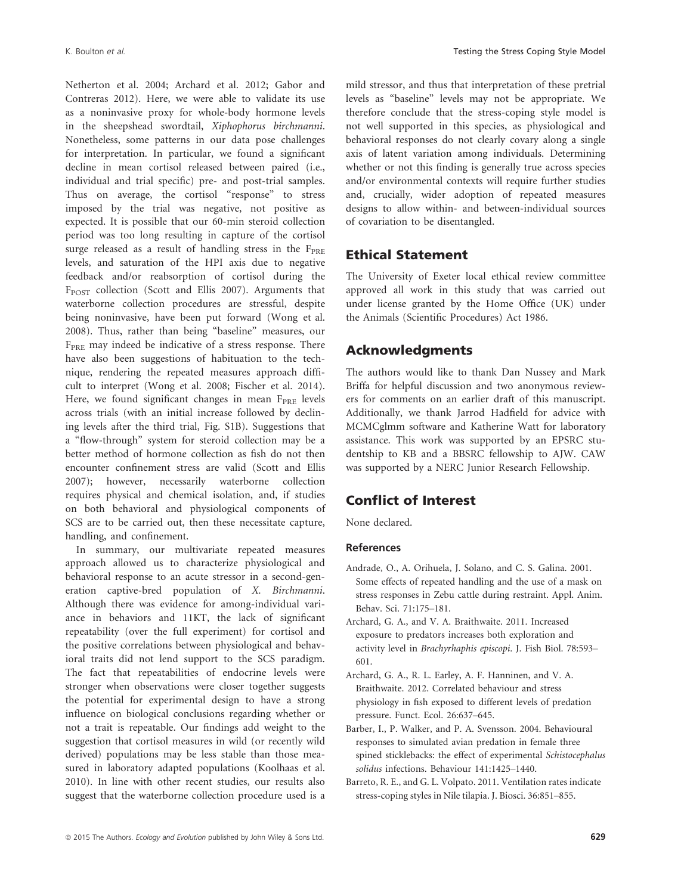Netherton et al. 2004; Archard et al. 2012; Gabor and Contreras 2012). Here, we were able to validate its use as a noninvasive proxy for whole-body hormone levels in the sheepshead swordtail, *Xiphophorus birchmanni*. Nonetheless, some patterns in our data pose challenges for interpretation. In particular, we found a significant decline in mean cortisol released between paired (i.e., individual and trial specific) pre- and post-trial samples. Thus on average, the cortisol "response" to stress imposed by the trial was negative, not positive as expected. It is possible that our 60-min steroid collection period was too long resulting in capture of the cortisol surge released as a result of handling stress in the $F_{PRE}$ levels, and saturation of the HPI axis due to negative feedback and/or reabsorption of cortisol during the $F_{POST}$ collection (Scott and Ellis 2007). Arguments that waterborne collection procedures are stressful, despite being noninvasive, have been put forward (Wong et al. 2008). Thus, rather than being "baseline" measures, our $F_{PRE}$ may indeed be indicative of a stress response. There have also been suggestions of habituation to the technique, rendering the repeated measures approach difficult to interpret (Wong et al. 2008; Fischer et al. 2014). Here, we found significant changes in mean $F_{PRE}$ levels across trials (with an initial increase followed by declining levels after the third trial, Fig. S1B). Suggestions that a "flow-through" system for steroid collection may be a better method of hormone collection as fish do not then encounter confinement stress are valid (Scott and Ellis 2007); however, necessarily waterborne collection requires physical and chemical isolation, and, if studies on both behavioral and physiological components of SCS are to be carried out, then these necessitate capture, handling, and confinement.

In summary, our multivariate repeated measures approach allowed us to characterize physiological and behavioral response to an acute stressor in a second-generation captive-bred population of *X. Birchmanni*. Although there was evidence for among-individual variance in behaviors and 11KT, the lack of significant repeatability (over the full experiment) for cortisol and the positive correlations between physiological and behavioral traits did not lend support to the SCS paradigm. The fact that repeatabilities of endocrine levels were stronger when observations were closer together suggests the potential for experimental design to have a strong influence on biological conclusions regarding whether or not a trait is repeatable. Our findings add weight to the suggestion that cortisol measures in wild (or recently wild derived) populations may be less stable than those measured in laboratory adapted populations (Koolhaas et al. 2010). In line with other recent studies, our results also suggest that the waterborne collection procedure used is a mild stressor, and thus that interpretation of these pretrial levels as "baseline" levels may not be appropriate. We therefore conclude that the stress-coping style model is not well supported in this species, as physiological and behavioral responses do not clearly covary along a single axis of latent variation among individuals. Determining whether or not this finding is generally true across species and/or environmental contexts will require further studies and, crucially, wider adoption of repeated measures designs to allow within- and between-individual sources of covariation to be disentangled.

## Ethical Statement

The University of Exeter local ethical review committee approved all work in this study that was carried out under license granted by the Home Office (UK) under the Animals (Scientific Procedures) Act 1986.

## Acknowledgments

The authors would like to thank Dan Nussey and Mark Briffa for helpful discussion and two anonymous reviewers for comments on an earlier draft of this manuscript. Additionally, we thank Jarrod Hadfield for advice with MCMCglmm software and Katherine Watt for laboratory assistance. This work was supported by an EPSRC studentship to KB and a BBSRC fellowship to AJW. CAW was supported by a NERC Junior Research Fellowship.

## Conflict of Interest

None declared.

### References

Andrade, O., A. Orihuela, J. Solano, and C. S. Galina. 2001. Some effects of repeated handling and the use of a mask on stress responses in Zebu cattle during restraint. Appl. Anim. Behav. Sci. 71:175–181.

Archard, G. A., and V. A. Braithwaite. 2011. Increased exposure to predators increases both exploration and activity level in *Brachyrhaphis episcopi*. J. Fish Biol. 78:593–601.

Archard, G. A., R. L. Earley, A. F. Hanninen, and V. A. Braithwaite. 2012. Correlated behaviour and stress physiology in fish exposed to different levels of predation pressure. Funct. Ecol. 26:637–645.

Barber, I., P. Walker, and P. A. Svensson. 2004. Behavioural responses to simulated avian predation in female three spined sticklebacks: the effect of experimental *Schistocephalus solidus* infections. Behaviour 141:1425–1440.

Barreto, R. E., and G. L. Volpato. 2011. Ventilation rates indicate stress-coping styles in Nile tilapia. J. Biosci. 36:851–855.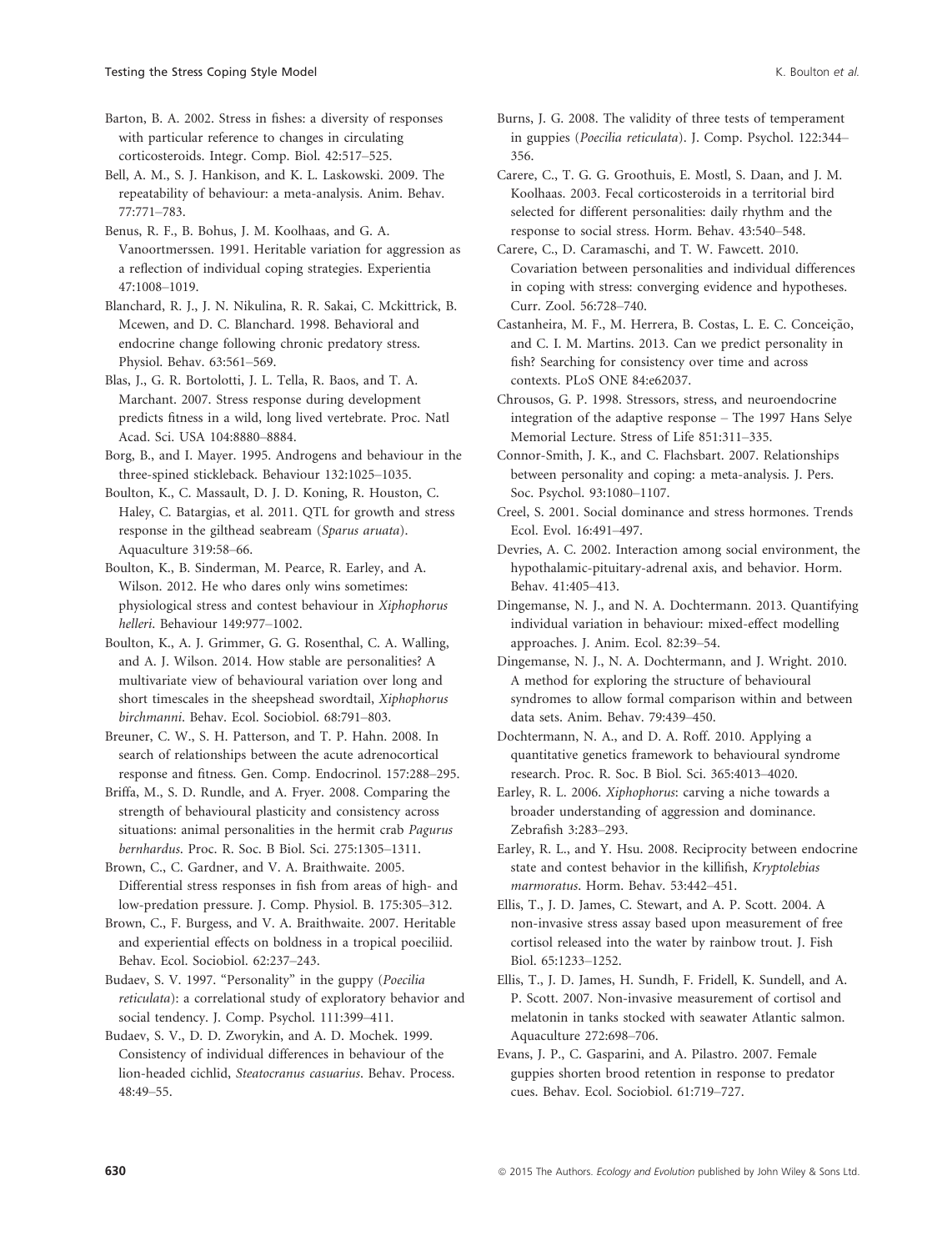Barton, B. A. 2002. Stress in fishes: a diversity of responses with particular reference to changes in circulating corticosteroids. Integr. Comp. Biol. 42:517–525.

Bell, A. M., S. J. Hankison, and K. L. Laskowski. 2009. The repeatability of behaviour: a meta-analysis. Anim. Behav. 77:771–783.

Benus, R. F., B. Bohus, J. M. Koolhaas, and G. A. Vanoortmerssen. 1991. Heritable variation for aggression as a reflection of individual coping strategies. Experientia 47:1008–1019.

Blanchard, R. J., J. N. Nikulina, R. R. Sakai, C. Mckittrick, B. Mcewen, and D. C. Blanchard. 1998. Behavioral and endocrine change following chronic predatory stress. Physiol. Behav. 63:561–569.

Blas, J., G. R. Bortolotti, J. L. Tella, R. Baos, and T. A. Marchant. 2007. Stress response during development predicts fitness in a wild, long lived vertebrate. Proc. Natl Acad. Sci. USA 104:8880–8884.

Borg, B., and I. Mayer. 1995. Androgens and behaviour in the three-spined stickleback. Behaviour 132:1025–1035.

Boulton, K., C. Massault, D. J. D. Koning, R. Houston, C. Haley, C. Batargias, et al. 2011. QTL for growth and stress response in the gilthead seabream (*Sparus aruata*). Aquaculture 319:58–66.

Boulton, K., B. Sinderman, M. Pearce, R. Earley, and A. Wilson. 2012. He who dares only wins sometimes: physiological stress and contest behaviour in *Xiphophorus helleri*. Behaviour 149:977–1002.

Boulton, K., A. J. Grimmer, G. G. Rosenthal, C. A. Walling, and A. J. Wilson. 2014. How stable are personalities? A multivariate view of behavioural variation over long and short timescales in the sheepshead swordtail, *Xiphophorus birchmanni*. Behav. Ecol. Sociobiol. 68:791–803.

Breuner, C. W., S. H. Patterson, and T. P. Hahn. 2008. In search of relationships between the acute adrenocortical response and fitness. Gen. Comp. Endocrinol. 157:288–295.

Briffa, M., S. D. Rundle, and A. Fryer. 2008. Comparing the strength of behavioural plasticity and consistency across situations: animal personalities in the hermit crab *Pagurus bernhardus*. Proc. R. Soc. B Biol. Sci. 275:1305–1311.

Brown, C., C. Gardner, and V. A. Braithwaite. 2005. Differential stress responses in fish from areas of high- and low-predation pressure. J. Comp. Physiol. B. 175:305–312.

Brown, C., F. Burgess, and V. A. Braithwaite. 2007. Heritable and experiential effects on boldness in a tropical poeciliid. Behav. Ecol. Sociobiol. 62:237–243.

Budaev, S. V. 1997. "Personality" in the guppy (*Poecilia reticulata*): a correlational study of exploratory behavior and social tendency. J. Comp. Psychol. 111:399–411.

Budaev, S. V., D. D. Zworykin, and A. D. Mochek. 1999. Consistency of individual differences in behaviour of the lion-headed cichlid, *Steatocranus casuarius*. Behav. Process. 48:49–55.

Burns, J. G. 2008. The validity of three tests of temperament in guppies (*Poecilia reticulata*). J. Comp. Psychol. 122:344–356.

Carere, C., T. G. G. Groothuis, E. Mostl, S. Daan, and J. M. Koolhaas. 2003. Fecal corticosteroids in a territorial bird selected for different personalities: daily rhythm and the response to social stress. Horm. Behav. 43:540–548.

Carere, C., D. Caramaschi, and T. W. Fawcett. 2010. Covariation between personalities and individual differences in coping with stress: converging evidence and hypotheses. Curr. Zool. 56:728–740.

Castanheira, M. F., M. Herrera, B. Costas, L. E. C. Conceição, and C. I. M. Martins. 2013. Can we predict personality in fish? Searching for consistency over time and across contexts. PLoS ONE 84:e62037.

Chrousos, G. P. 1998. Stressors, stress, and neuroendocrine integration of the adaptive response – The 1997 Hans Selye Memorial Lecture. Stress of Life 851:311–335.

Connor-Smith, J. K., and C. Flachsbart. 2007. Relationships between personality and coping: a meta-analysis. J. Pers. Soc. Psychol. 93:1080–1107.

Creel, S. 2001. Social dominance and stress hormones. Trends Ecol. Evol. 16:491–497.

Devries, A. C. 2002. Interaction among social environment, the hypothalamic-pituitary-adrenal axis, and behavior. Horm. Behav. 41:405–413.

Dingemanse, N. J., and N. A. Dochtermann. 2013. Quantifying individual variation in behaviour: mixed-effect modelling approaches. J. Anim. Ecol. 82:39–54.

Dingemanse, N. J., N. A. Dochtermann, and J. Wright. 2010. A method for exploring the structure of behavioural syndromes to allow formal comparison within and between data sets. Anim. Behav. 79:439–450.

Dochtermann, N. A., and D. A. Roff. 2010. Applying a quantitative genetics framework to behavioural syndrome research. Proc. R. Soc. B Biol. Sci. 365:4013–4020.

Earley, R. L. 2006. *Xiphophorus*: carving a niche towards a broader understanding of aggression and dominance. Zebrafish 3:283–293.

Earley, R. L., and Y. Hsu. 2008. Reciprocity between endocrine state and contest behavior in the killifish, *Kryptolebias marmoratus*. Horm. Behav. 53:442–451.

Ellis, T., J. D. James, C. Stewart, and A. P. Scott. 2004. A non-invasive stress assay based upon measurement of free cortisol released into the water by rainbow trout. J. Fish Biol. 65:1233–1252.

Ellis, T., J. D. James, H. Sundh, F. Fridell, K. Sundell, and A. P. Scott. 2007. Non-invasive measurement of cortisol and melatonin in tanks stocked with seawater Atlantic salmon. Aquaculture 272:698–706.

Evans, J. P., C. Gasparini, and A. Pilastro. 2007. Female guppies shorten brood retention in response to predator cues. Behav. Ecol. Sociobiol. 61:719–727.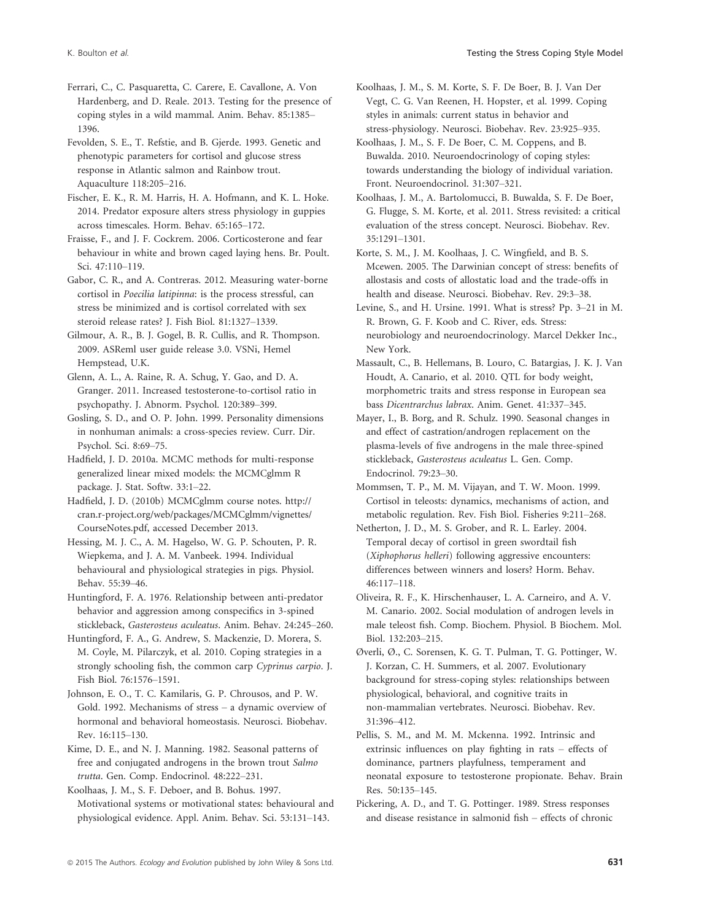Ferrari, C., C. Pasquaretta, C. Carere, E. Cavallone, A. Von Hardenberg, and D. Reale. 2013. Testing for the presence of coping styles in a wild mammal. Anim. Behav. 85:1385–1396.

Fevolden, S. E., T. Refstie, and B. Gjerde. 1993. Genetic and phenotypic parameters for cortisol and glucose stress response in Atlantic salmon and Rainbow trout. Aquaculture 118:205–216.

Fischer, E. K., R. M. Harris, H. A. Hofmann, and K. L. Hoke. 2014. Predator exposure alters stress physiology in guppies across timescales. Horm. Behav. 65:165–172.

Fraisse, F., and J. F. Cockrem. 2006. Corticosterone and fear behaviour in white and brown caged laying hens. Br. Poult. Sci. 47:110–119.

Gabor, C. R., and A. Contreras. 2012. Measuring water-borne cortisol in *Poecilia latipinna*: is the process stressful, can stress be minimized and is cortisol correlated with sex steroid release rates? J. Fish Biol. 81:1327–1339.

Gilmour, A. R., B. J. Gogel, B. R. Cullis, and R. Thompson. 2009. ASReml user guide release 3.0. VSNi, Hemel Hempstead, U.K.

Glenn, A. L., A. Raine, R. A. Schug, Y. Gao, and D. A. Granger. 2011. Increased testosterone-to-cortisol ratio in psychopathy. J. Abnorm. Psychol. 120:389–399.

Gosling, S. D., and O. P. John. 1999. Personality dimensions in nonhuman animals: a cross-species review. Curr. Dir. Psychol. Sci. 8:69–75.

Hadfield, J. D. 2010a. MCMC methods for multi-response generalized linear mixed models: the MCMCglmm R package. J. Stat. Softw. 33:1–22.

Hadfield, J. D. (2010b) MCMCglmm course notes. http://cran.r-project.org/web/packages/MCMCglmm/vignettes/CourseNotes.pdf, accessed December 2013.

Hessing, M. J. C., A. M. Hagelso, W. G. P. Schouten, P. R. Wiepkema, and J. A. M. Vanbeek. 1994. Individual behavioural and physiological strategies in pigs. Physiol. Behav. 55:39–46.

Huntingford, F. A. 1976. Relationship between anti-predator behavior and aggression among conspecifics in 3-spined stickleback, *Gasterosteus aculeatus*. Anim. Behav. 24:245–260.

Huntingford, F. A., G. Andrew, S. Mackenzie, D. Morera, S. M. Coyle, M. Pilarczyk, et al. 2010. Coping strategies in a strongly schooling fish, the common carp *Cyprinus carpio*. J. Fish Biol. 76:1576–1591.

Johnson, E. O., T. C. Kamilaris, G. P. Chrousos, and P. W. Gold. 1992. Mechanisms of stress – a dynamic overview of hormonal and behavioral homeostasis. Neurosci. Biobehav. Rev. 16:115–130.

Kime, D. E., and N. J. Manning. 1982. Seasonal patterns of free and conjugated androgens in the brown trout *Salmo trutta*. Gen. Comp. Endocrinol. 48:222–231.

Koolhaas, J. M., S. F. Deboer, and B. Bohus. 1997. Motivational systems or motivational states: behavioural and physiological evidence. Appl. Anim. Behav. Sci. 53:131–143.

Koolhaas, J. M., S. M. Korte, S. F. De Boer, B. J. Van Der Vegt, C. G. Van Reenen, H. Hopster, et al. 1999. Coping styles in animals: current status in behavior and stress-physiology. Neurosci. Biobehav. Rev. 23:925–935.

Koolhaas, J. M., S. F. De Boer, C. M. Coppens, and B. Buwalda. 2010. Neuroendocrinology of coping styles: towards understanding the biology of individual variation. Front. Neuroendocrinol. 31:307–321.

Koolhaas, J. M., A. Bartolomucci, B. Buwalda, S. F. De Boer, G. Flugge, S. M. Korte, et al. 2011. Stress revisited: a critical evaluation of the stress concept. Neurosci. Biobehav. Rev. 35:1291–1301.

Korte, S. M., J. M. Koolhaas, J. C. Wingfield, and B. S. Mcewen. 2005. The Darwinian concept of stress: benefits of allostasis and costs of allostatic load and the trade-offs in health and disease. Neurosci. Biobehav. Rev. 29:3–38.

Levine, S., and H. Ursine. 1991. What is stress? Pp. 3–21 in M. R. Brown, G. F. Koob and C. River, eds. Stress: neurobiology and neuroendocrinology. Marcel Dekker Inc., New York.

Massault, C., B. Hellemans, B. Louro, C. Batargias, J. K. J. Van Houdt, A. Canario, et al. 2010. QTL for body weight, morphometric traits and stress response in European sea bass *Dicentrarchus labrax*. Anim. Genet. 41:337–345.

Mayer, I., B. Borg, and R. Schulz. 1990. Seasonal changes in and effect of castration/androgen replacement on the plasma-levels of five androgens in the male three-spined stickleback, *Gasterosteus aculeatus* L. Gen. Comp. Endocrinol. 79:23–30.

Mommsen, T. P., M. M. Vijayan, and T. W. Moon. 1999. Cortisol in teleosts: dynamics, mechanisms of action, and metabolic regulation. Rev. Fish Biol. Fisheries 9:211–268.

Netherton, J. D., M. S. Grober, and R. L. Earley. 2004. Temporal decay of cortisol in green swordtail fish (*Xiphophorus helleri*) following aggressive encounters: differences between winners and losers? Horm. Behav. 46:117–118.

Oliveira, R. F., K. Hirschenhauser, L. A. Carneiro, and A. V. M. Canario. 2002. Social modulation of androgen levels in male teleost fish. Comp. Biochem. Physiol. B Biochem. Mol. Biol. 132:203–215.

Øverli, Ø., C. Sorensen, K. G. T. Pulman, T. G. Pottinger, W. J. Korzan, C. H. Summers, et al. 2007. Evolutionary background for stress-coping styles: relationships between physiological, behavioral, and cognitive traits in non-mammalian vertebrates. Neurosci. Biobehav. Rev. 31:396–412.

Pellis, S. M., and M. M. Mckenna. 1992. Intrinsic and extrinsic influences on play fighting in rats – effects of dominance, partners playfulness, temperament and neonatal exposure to testosterone propionate. Behav. Brain Res. 50:135–145.

Pickering, A. D., and T. G. Pottinger. 1989. Stress responses and disease resistance in salmonid fish – effects of chronic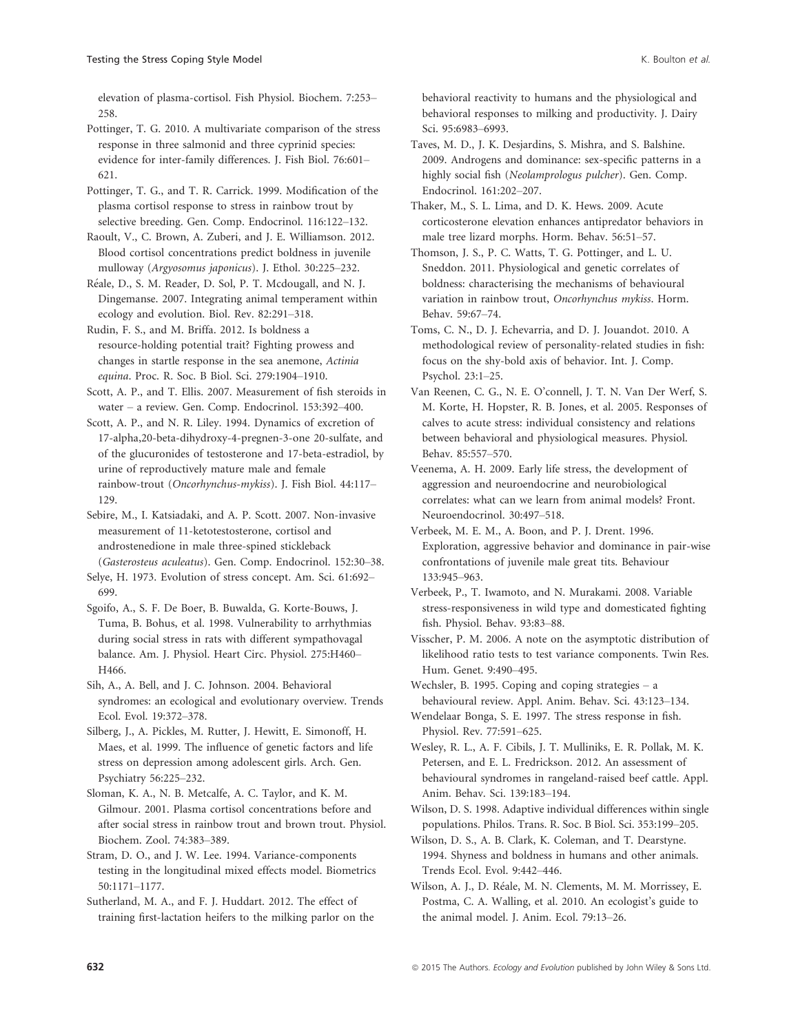elevation of plasma-cortisol. Fish Physiol. Biochem. 7:253–258.

Pottinger, T. G. 2010. A multivariate comparison of the stress response in three salmonid and three cyprinid species: evidence for inter-family differences. J. Fish Biol. 76:601–621.

Pottinger, T. G., and T. R. Carrick. 1999. Modification of the plasma cortisol response to stress in rainbow trout by selective breeding. Gen. Comp. Endocrinol. 116:122–132.

Raoult, V., C. Brown, A. Zuberi, and J. E. Williamson. 2012. Blood cortisol concentrations predict boldness in juvenile mulloway (*Argyosomus japonicus*). J. Ethol. 30:225–232.

Réale, D., S. M. Reader, D. Sol, P. T. Mcdougall, and N. J. Dingemanse. 2007. Integrating animal temperament within ecology and evolution. Biol. Rev. 82:291–318.

Rudin, F. S., and M. Briffa. 2012. Is boldness a resource-holding potential trait? Fighting prowess and changes in startle response in the sea anemone, *Actinia equina*. Proc. R. Soc. B Biol. Sci. 279:1904–1910.

Scott, A. P., and T. Ellis. 2007. Measurement of fish steroids in water – a review. Gen. Comp. Endocrinol. 153:392–400.

Scott, A. P., and N. R. Liley. 1994. Dynamics of excretion of 17-alpha,20-beta-dihydroxy-4-pregnen-3-one 20-sulfate, and of the glucuronides of testosterone and 17-beta-estradiol, by urine of reproductively mature male and female rainbow-trout (*Oncorhynchus-mykiss*). J. Fish Biol. 44:117–129.

Sebire, M., I. Katsiadaki, and A. P. Scott. 2007. Non-invasive measurement of 11-ketotestosterone, cortisol and androstenedione in male three-spined stickleback (*Gasterosteus aculeatus*). Gen. Comp. Endocrinol. 152:30–38.

Selye, H. 1973. Evolution of stress concept. Am. Sci. 61:692–699.

Sgoifo, A., S. F. De Boer, B. Buwalda, G. Korte-Bouws, J. Tuma, B. Bohus, et al. 1998. Vulnerability to arrhythmias during social stress in rats with different sympathovagal balance. Am. J. Physiol. Heart Circ. Physiol. 275:H460–H466.

Sih, A., A. Bell, and J. C. Johnson. 2004. Behavioral syndromes: an ecological and evolutionary overview. Trends Ecol. Evol. 19:372–378.

Silberg, J., A. Pickles, M. Rutter, J. Hewitt, E. Simonoff, H. Maes, et al. 1999. The influence of genetic factors and life stress on depression among adolescent girls. Arch. Gen. Psychiatry 56:225–232.

Sloman, K. A., N. B. Metcalfe, A. C. Taylor, and K. M. Gilmour. 2001. Plasma cortisol concentrations before and after social stress in rainbow trout and brown trout. Physiol. Biochem. Zool. 74:383–389.

Stram, D. O., and J. W. Lee. 1994. Variance-components testing in the longitudinal mixed effects model. Biometrics 50:1171–1177.

Sutherland, M. A., and F. J. Huddart. 2012. The effect of training first-lactation heifers to the milking parlor on the behavioral reactivity to humans and the physiological and behavioral responses to milking and productivity. J. Dairy Sci. 95:6983–6993.

Taves, M. D., J. K. Desjardins, S. Mishra, and S. Balshine. 2009. Androgens and dominance: sex-specific patterns in a highly social fish (*Neolamprologus pulcher*). Gen. Comp. Endocrinol. 161:202–207.

Thaker, M., S. L. Lima, and D. K. Hews. 2009. Acute corticosterone elevation enhances antipredator behaviors in male tree lizard morphs. Horm. Behav. 56:51–57.

Thomson, J. S., P. C. Watts, T. G. Pottinger, and L. U. Sneddon. 2011. Physiological and genetic correlates of boldness: characterising the mechanisms of behavioural variation in rainbow trout, *Oncorhynchus mykiss*. Horm. Behav. 59:67–74.

Toms, C. N., D. J. Echevarria, and D. J. Jouandot. 2010. A methodological review of personality-related studies in fish: focus on the shy-bold axis of behavior. Int. J. Comp. Psychol. 23:1–25.

Van Reenen, C. G., N. E. O'connell, J. T. N. Van Der Werf, S. M. Korte, H. Hopster, R. B. Jones, et al. 2005. Responses of calves to acute stress: individual consistency and relations between behavioral and physiological measures. Physiol. Behav. 85:557–570.

Veenema, A. H. 2009. Early life stress, the development of aggression and neuroendocrine and neurobiological correlates: what can we learn from animal models? Front. Neuroendocrinol. 30:497–518.

Verbeek, M. E. M., A. Boon, and P. J. Drent. 1996. Exploration, aggressive behavior and dominance in pair-wise confrontations of juvenile male great tits. Behaviour 133:945–963.

Verbeek, P., T. Iwamoto, and N. Murakami. 2008. Variable stress-responsiveness in wild type and domesticated fighting fish. Physiol. Behav. 93:83–88.

Visscher, P. M. 2006. A note on the asymptotic distribution of likelihood ratio tests to test variance components. Twin Res. Hum. Genet. 9:490–495.

Wechsler, B. 1995. Coping and coping strategies – a behavioural review. Appl. Anim. Behav. Sci. 43:123–134.

Wendelaar Bonga, S. E. 1997. The stress response in fish. Physiol. Rev. 77:591–625.

Wesley, R. L., A. F. Cibils, J. T. Mulliniks, E. R. Pollak, M. K. Petersen, and E. L. Fredrickson. 2012. An assessment of behavioural syndromes in rangeland-raised beef cattle. Appl. Anim. Behav. Sci. 139:183–194.

Wilson, D. S. 1998. Adaptive individual differences within single populations. Philos. Trans. R. Soc. B Biol. Sci. 353:199–205.

Wilson, D. S., A. B. Clark, K. Coleman, and T. Dearstyne. 1994. Shyness and boldness in humans and other animals. Trends Ecol. Evol. 9:442–446.

Wilson, A. J., D. Réale, M. N. Clements, M. M. Morrissey, E. Postma, C. A. Walling, et al. 2010. An ecologist's guide to the animal model. J. Anim. Ecol. 79:13–26.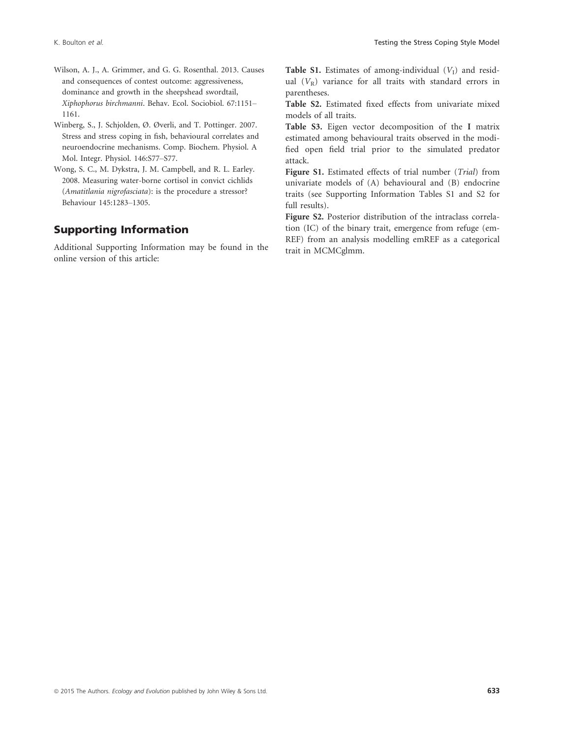Wilson, A. J., A. Grimmer, and G. G. Rosenthal. 2013. Causes and consequences of contest outcome: aggressiveness, dominance and growth in the sheepshead swordtail, *Xiphophorus birchmanni*. Behav. Ecol. Sociobiol. 67:1151–1161.

Winberg, S., J. Schjolden, Ø. Øverli, and T. Pottinger. 2007. Stress and stress coping in fish, behavioural correlates and neuroendocrine mechanisms. Comp. Biochem. Physiol. A Mol. Integr. Physiol. 146:S77–S77.

Wong, S. C., M. Dykstra, J. M. Campbell, and R. L. Earley. 2008. Measuring water-borne cortisol in convict cichlids (*Amatitlania nigrofasciata*): is the procedure a stressor? Behaviour 145:1283–1305.

## Supporting Information

Additional Supporting Information may be found in the online version of this article:

**Table S1.** Estimates of among-individual ($V_I$) and residual ($V_R$) variance for all traits with standard errors in parentheses.

**Table S2.** Estimated fixed effects from univariate mixed models of all traits.

**Table S3.** Eigen vector decomposition of the **I** matrix estimated among behavioural traits observed in the modified open field trial prior to the simulated predator attack.

**Figure S1.** Estimated effects of trial number (*Trial*) from univariate models of (A) behavioural and (B) endocrine traits (see Supporting Information Tables S1 and S2 for full results).

**Figure S2.** Posterior distribution of the intraclass correlation (IC) of the binary trait, emergence from refuge (emREF) from an analysis modelling emREF as a categorical trait in MCMCglmm.